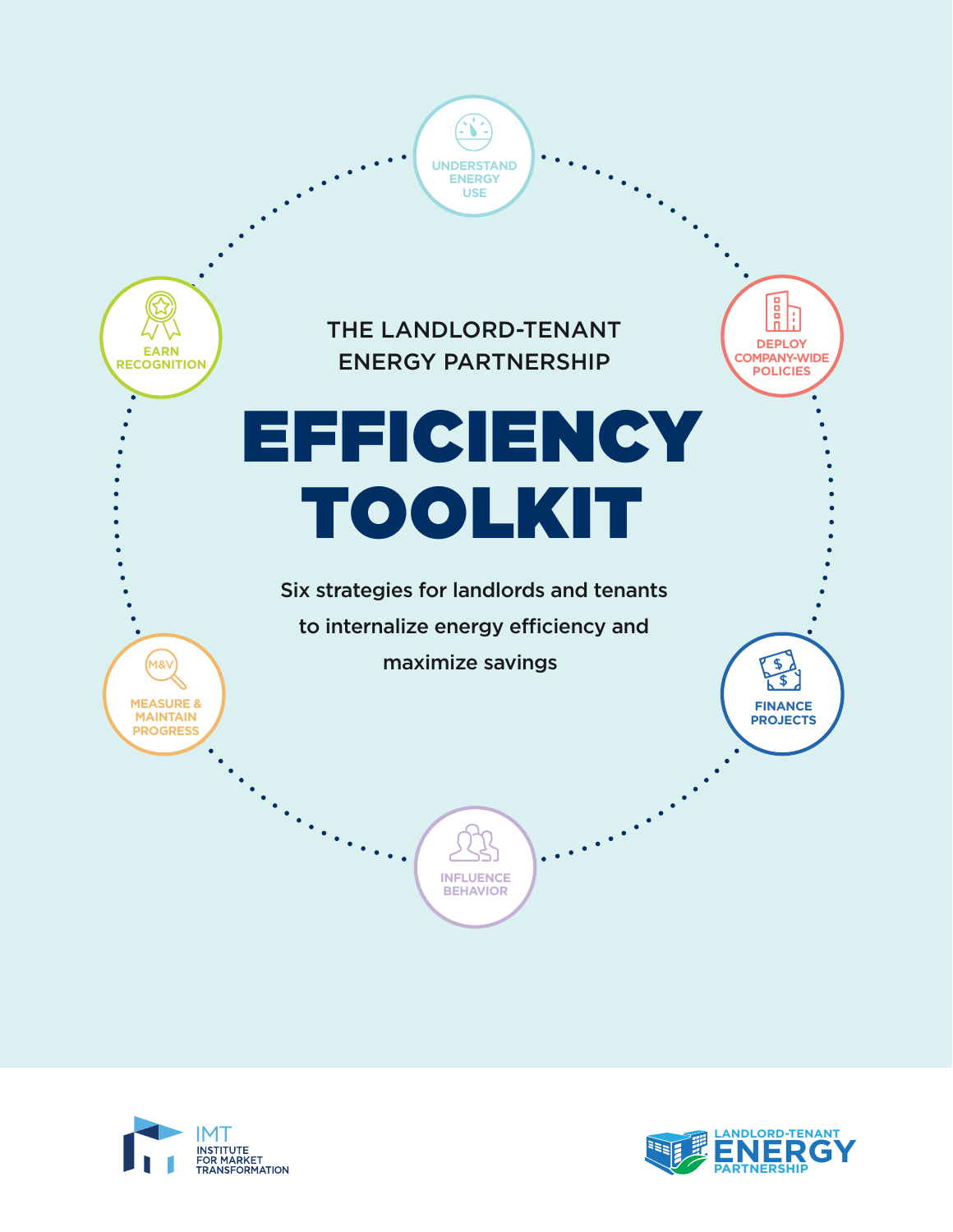THE LANDLORD-TENANT ENERGY PARTNERSHIP

# EFFICIENCY TOOLKIT

Six strategies for landlords and tenants to internalize energy efficiency and maximize savings

- UNDERSTAND ENERGY USE
- DEPLOY COMPANY-WIDE POLICIES
- FINANCE PROJECTS
- INFLUENCE BEHAVIOR
- MEASURE & MAINTAIN PROGRESS
- EARN RECOGNITION

IMT INSTITUTE FOR MARKET TRANSFORMATION

LANDLORD-TENANT ENERGY PARTNERSHIP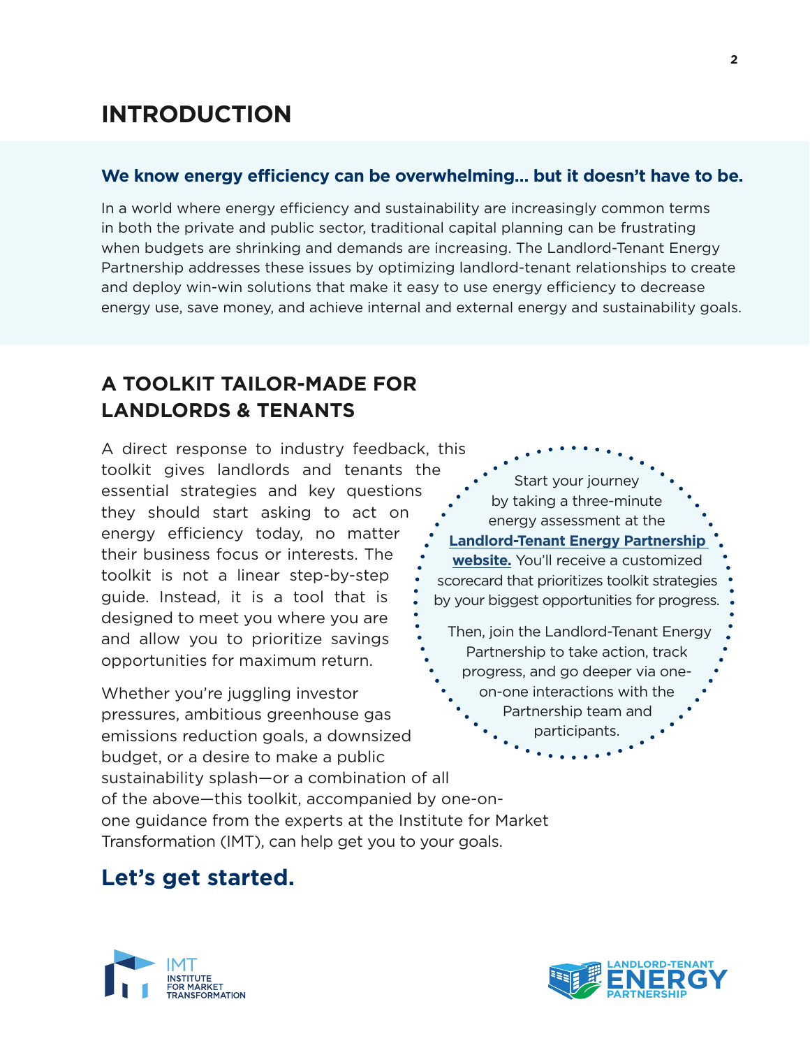# INTRODUCTION

**We know energy efficiency can be overwhelming... but it doesn't have to be.**

In a world where energy efficiency and sustainability are increasingly common terms in both the private and public sector, traditional capital planning can be frustrating when budgets are shrinking and demands are increasing. The Landlord-Tenant Energy Partnership addresses these issues by optimizing landlord-tenant relationships to create and deploy win-win solutions that make it easy to use energy efficiency to decrease energy use, save money, and achieve internal and external energy and sustainability goals.

## A TOOLKIT TAILOR-MADE FOR LANDLORDS & TENANTS

A direct response to industry feedback, this toolkit gives landlords and tenants the essential strategies and key questions they should start asking to act on energy efficiency today, no matter their business focus or interests. The toolkit is not a linear step-by-step guide. Instead, it is a tool that is designed to meet you where you are and allow you to prioritize savings opportunities for maximum return.

Start your journey by taking a three-minute energy assessment at the **Landlord-Tenant Energy Partnership website.** You'll receive a customized scorecard that prioritizes toolkit strategies by your biggest opportunities for progress.

Then, join the Landlord-Tenant Energy Partnership to take action, track progress, and go deeper via one-on-one interactions with the Partnership team and participants.

Whether you're juggling investor pressures, ambitious greenhouse gas emissions reduction goals, a downsized budget, or a desire to make a public sustainability splash—or a combination of all of the above—this toolkit, accompanied by one-on-one guidance from the experts at the Institute for Market Transformation (IMT), can help get you to your goals.

## Let's get started.

IMT INSTITUTE FOR MARKET TRANSFORMATION

LANDLORD-TENANT ENERGY PARTNERSHIP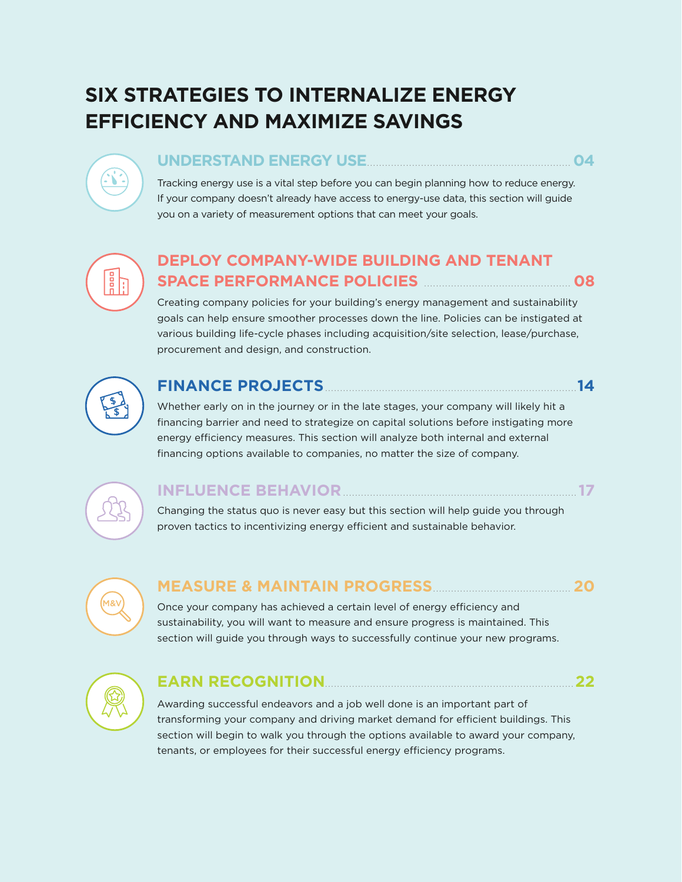# SIX STRATEGIES TO INTERNALIZE ENERGY EFFICIENCY AND MAXIMIZE SAVINGS

## UNDERSTAND ENERGY USE ........ 04

Tracking energy use is a vital step before you can begin planning how to reduce energy. If your company doesn't already have access to energy-use data, this section will guide you on a variety of measurement options that can meet your goals.

## DEPLOY COMPANY-WIDE BUILDING AND TENANT SPACE PERFORMANCE POLICIES ........ 08

Creating company policies for your building's energy management and sustainability goals can help ensure smoother processes down the line. Policies can be instigated at various building life-cycle phases including acquisition/site selection, lease/purchase, procurement and design, and construction.

## FINANCE PROJECTS ........ 14

Whether early on in the journey or in the late stages, your company will likely hit a financing barrier and need to strategize on capital solutions before instigating more energy efficiency measures. This section will analyze both internal and external financing options available to companies, no matter the size of company.

## INFLUENCE BEHAVIOR ........ 17

Changing the status quo is never easy but this section will help guide you through proven tactics to incentivizing energy efficient and sustainable behavior.

## MEASURE & MAINTAIN PROGRESS ........ 20

Once your company has achieved a certain level of energy efficiency and sustainability, you will want to measure and ensure progress is maintained. This section will guide you through ways to successfully continue your new programs.

## EARN RECOGNITION ........ 22

Awarding successful endeavors and a job well done is an important part of transforming your company and driving market demand for efficient buildings. This section will begin to walk you through the options available to award your company, tenants, or employees for their successful energy efficiency programs.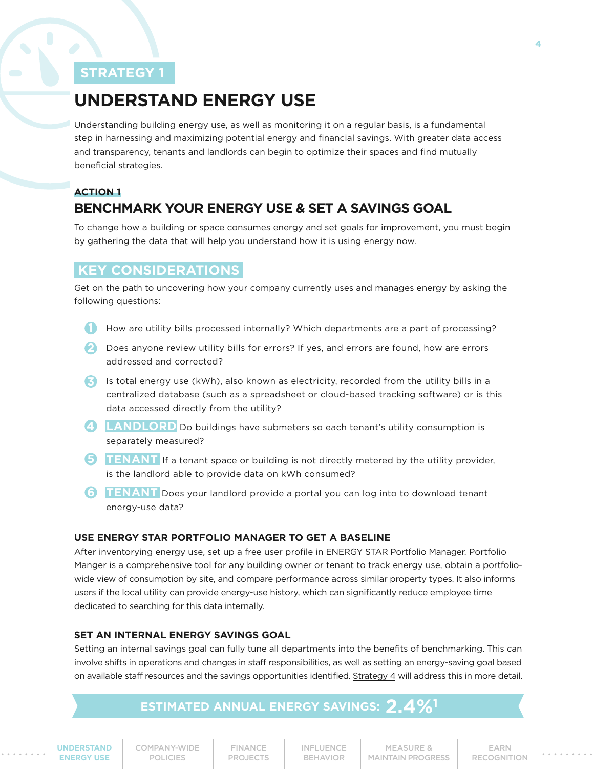STRATEGY 1

# UNDERSTAND ENERGY USE

Understanding building energy use, as well as monitoring it on a regular basis, is a fundamental step in harnessing and maximizing potential energy and financial savings. With greater data access and transparency, tenants and landlords can begin to optimize their spaces and find mutually beneficial strategies.

ACTION 1

## BENCHMARK YOUR ENERGY USE & SET A SAVINGS GOAL

To change how a building or space consumes energy and set goals for improvement, you must begin by gathering the data that will help you understand how it is using energy now.

### KEY CONSIDERATIONS

Get on the path to uncovering how your company currently uses and manages energy by asking the following questions:

1. How are utility bills processed internally? Which departments are a part of processing?
2. Does anyone review utility bills for errors? If yes, and errors are found, how are errors addressed and corrected?
3. Is total energy use (kWh), also known as electricity, recorded from the utility bills in a centralized database (such as a spreadsheet or cloud-based tracking software) or is this data accessed directly from the utility?
4. **LANDLORD** Do buildings have submeters so each tenant's utility consumption is separately measured?
5. **TENANT** If a tenant space or building is not directly metered by the utility provider, is the landlord able to provide data on kWh consumed?
6. **TENANT** Does your landlord provide a portal you can log into to download tenant energy-use data?

### USE ENERGY STAR PORTFOLIO MANAGER TO GET A BASELINE

After inventorying energy use, set up a free user profile in ENERGY STAR Portfolio Manager. Portfolio Manger is a comprehensive tool for any building owner or tenant to track energy use, obtain a portfolio-wide view of consumption by site, and compare performance across similar property types. It also informs users if the local utility can provide energy-use history, which can significantly reduce employee time dedicated to searching for this data internally.

### SET AN INTERNAL ENERGY SAVINGS GOAL

Setting an internal savings goal can fully tune all departments into the benefits of benchmarking. This can involve shifts in operations and changes in staff responsibilities, as well as setting an energy-saving goal based on available staff resources and the savings opportunities identified. Strategy 4 will address this in more detail.

**ESTIMATED ANNUAL ENERGY SAVINGS: 2.4%[1]**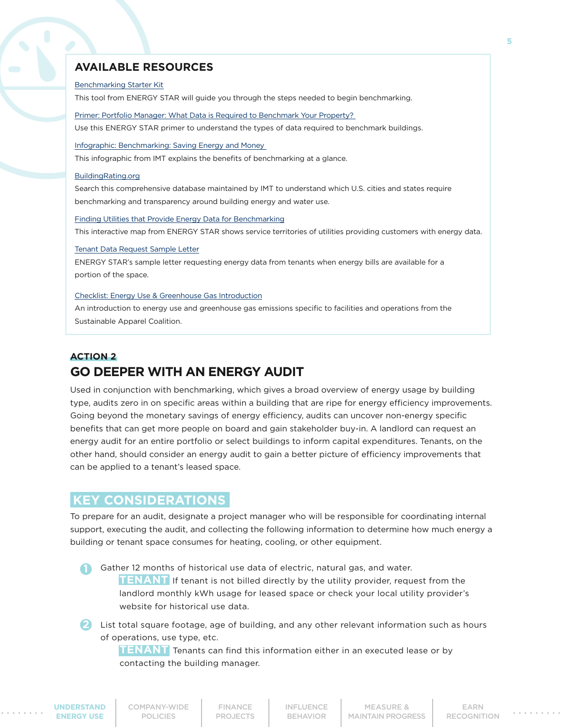## AVAILABLE RESOURCES

Benchmarking Starter Kit

This tool from ENERGY STAR will guide you through the steps needed to begin benchmarking.

Primer: Portfolio Manager: What Data is Required to Benchmark Your Property?

Use this ENERGY STAR primer to understand the types of data required to benchmark buildings.

Infographic: Benchmarking: Saving Energy and Money

This infographic from IMT explains the benefits of benchmarking at a glance.

BuildingRating.org

Search this comprehensive database maintained by IMT to understand which U.S. cities and states require benchmarking and transparency around building energy and water use.

Finding Utilities that Provide Energy Data for Benchmarking

This interactive map from ENERGY STAR shows service territories of utilities providing customers with energy data.

Tenant Data Request Sample Letter

ENERGY STAR's sample letter requesting energy data from tenants when energy bills are available for a portion of the space.

Checklist: Energy Use & Greenhouse Gas Introduction

An introduction to energy use and greenhouse gas emissions specific to facilities and operations from the Sustainable Apparel Coalition.

**ACTION 2**

## GO DEEPER WITH AN ENERGY AUDIT

Used in conjunction with benchmarking, which gives a broad overview of energy usage by building type, audits zero in on specific areas within a building that are ripe for energy efficiency improvements. Going beyond the monetary savings of energy efficiency, audits can uncover non-energy specific benefits that can get more people on board and gain stakeholder buy-in. A landlord can request an energy audit for an entire portfolio or select buildings to inform capital expenditures. Tenants, on the other hand, should consider an energy audit to gain a better picture of efficiency improvements that can be applied to a tenant's leased space.

### KEY CONSIDERATIONS

To prepare for an audit, designate a project manager who will be responsible for coordinating internal support, executing the audit, and collecting the following information to determine how much energy a building or tenant space consumes for heating, cooling, or other equipment.

1. Gather 12 months of historical use data of electric, natural gas, and water.

   **TENANT** If tenant is not billed directly by the utility provider, request from the landlord monthly kWh usage for leased space or check your local utility provider's website for historical use data.

2. List total square footage, age of building, and any other relevant information such as hours of operations, use type, etc.

   **TENANT** Tenants can find this information either in an executed lease or by contacting the building manager.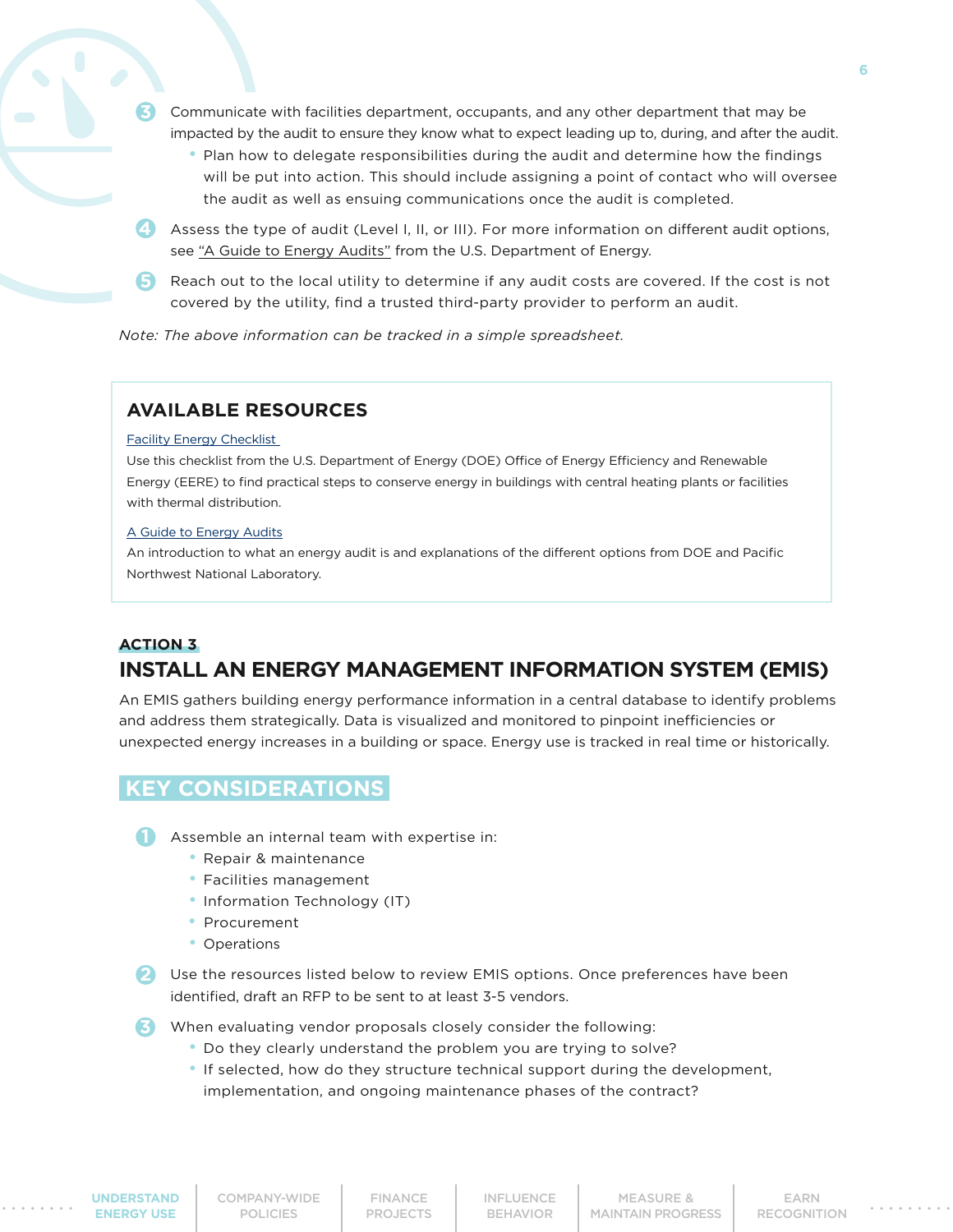3. Communicate with facilities department, occupants, and any other department that may be impacted by the audit to ensure they know what to expect leading up to, during, and after the audit.
   - Plan how to delegate responsibilities during the audit and determine how the findings will be put into action. This should include assigning a point of contact who will oversee the audit as well as ensuring communications once the audit is completed.
4. Assess the type of audit (Level I, II, or III). For more information on different audit options, see "A Guide to Energy Audits" from the U.S. Department of Energy.
5. Reach out to the local utility to determine if any audit costs are covered. If the cost is not covered by the utility, find a trusted third-party provider to perform an audit.

*Note: The above information can be tracked in a simple spreadsheet.*

## AVAILABLE RESOURCES

Facility Energy Checklist

Use this checklist from the U.S. Department of Energy (DOE) Office of Energy Efficiency and Renewable Energy (EERE) to find practical steps to conserve energy in buildings with central heating plants or facilities with thermal distribution.

A Guide to Energy Audits

An introduction to what an energy audit is and explanations of the different options from DOE and Pacific Northwest National Laboratory.

**ACTION 3**

## INSTALL AN ENERGY MANAGEMENT INFORMATION SYSTEM (EMIS)

An EMIS gathers building energy performance information in a central database to identify problems and address them strategically. Data is visualized and monitored to pinpoint inefficiencies or unexpected energy increases in a building or space. Energy use is tracked in real time or historically.

### KEY CONSIDERATIONS

1. Assemble an internal team with expertise in:
   - Repair & maintenance
   - Facilities management
   - Information Technology (IT)
   - Procurement
   - Operations
2. Use the resources listed below to review EMIS options. Once preferences have been identified, draft an RFP to be sent to at least 3-5 vendors.
3. When evaluating vendor proposals closely consider the following:
   - Do they clearly understand the problem you are trying to solve?
   - If selected, how do they structure technical support during the development, implementation, and ongoing maintenance phases of the contract?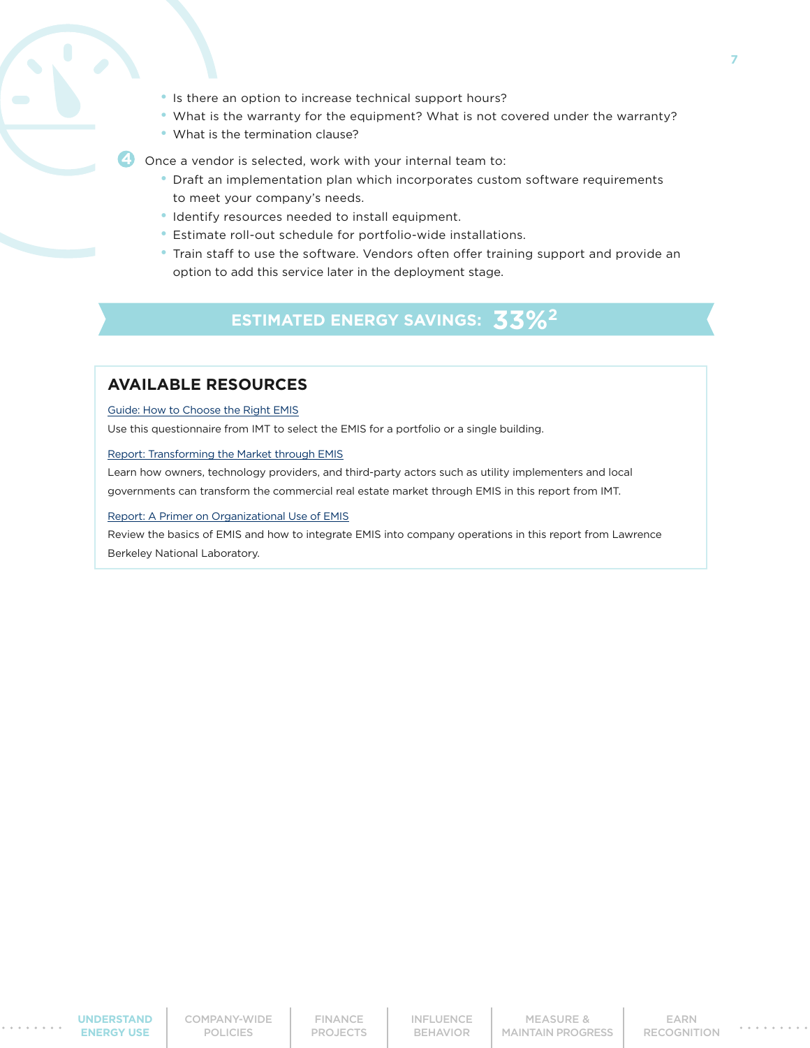- Is there an option to increase technical support hours?
- What is the warranty for the equipment? What is not covered under the warranty?
- What is the termination clause?

4. Once a vendor is selected, work with your internal team to:
   - Draft an implementation plan which incorporates custom software requirements to meet your company's needs.
   - Identify resources needed to install equipment.
   - Estimate roll-out schedule for portfolio-wide installations.
   - Train staff to use the software. Vendors often offer training support and provide an option to add this service later in the deployment stage.

**ESTIMATED ENERGY SAVINGS: 33%[2]**

## AVAILABLE RESOURCES

Guide: How to Choose the Right EMIS

Use this questionnaire from IMT to select the EMIS for a portfolio or a single building.

Report: Transforming the Market through EMIS

Learn how owners, technology providers, and third-party actors such as utility implementers and local governments can transform the commercial real estate market through EMIS in this report from IMT.

Report: A Primer on Organizational Use of EMIS

Review the basics of EMIS and how to integrate EMIS into company operations in this report from Lawrence Berkeley National Laboratory.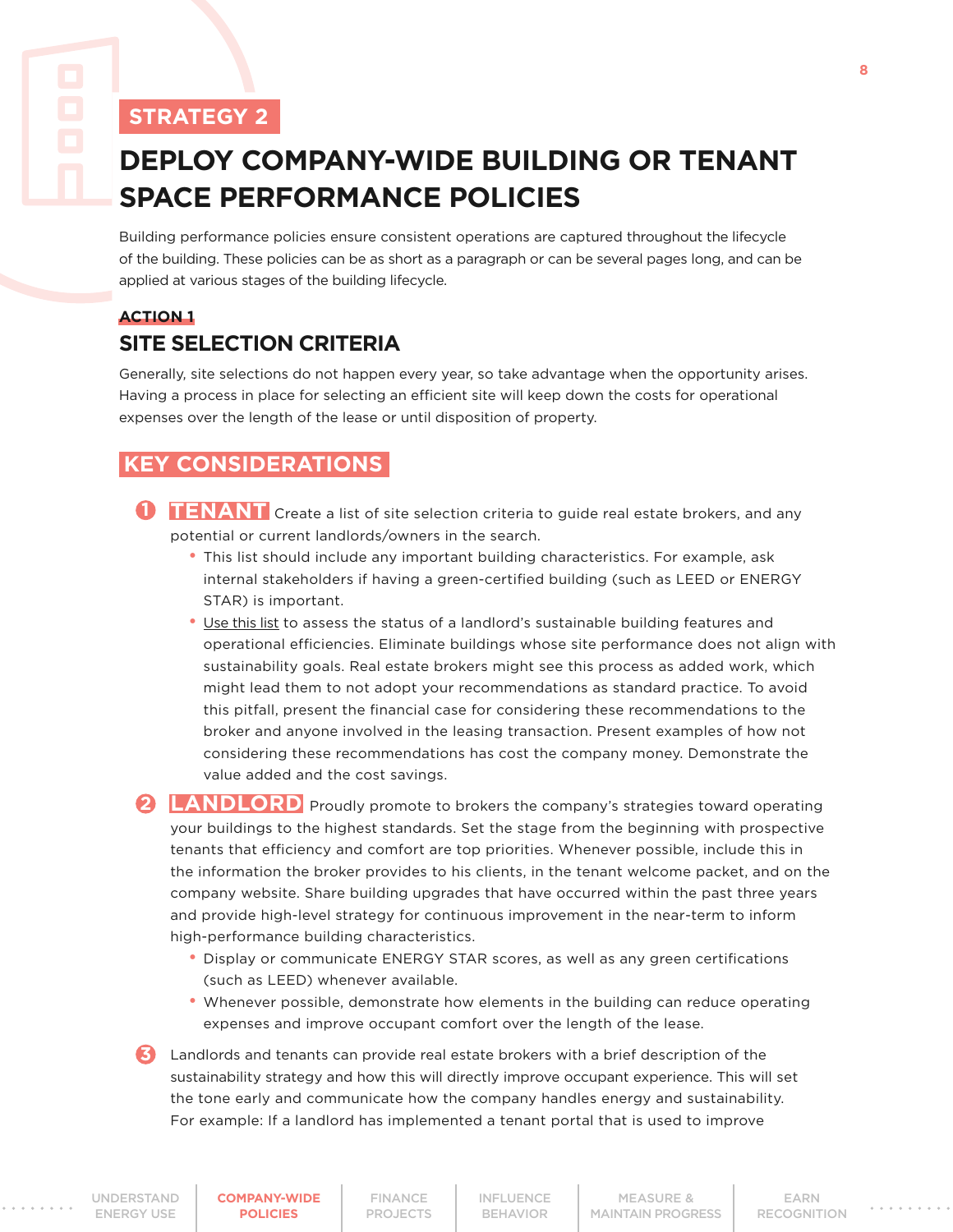STRATEGY 2

# DEPLOY COMPANY-WIDE BUILDING OR TENANT SPACE PERFORMANCE POLICIES

Building performance policies ensure consistent operations are captured throughout the lifecycle of the building. These policies can be as short as a paragraph or can be several pages long, and can be applied at various stages of the building lifecycle.

ACTION 1

## SITE SELECTION CRITERIA

Generally, site selections do not happen every year, so take advantage when the opportunity arises. Having a process in place for selecting an efficient site will keep down the costs for operational expenses over the length of the lease or until disposition of property.

### KEY CONSIDERATIONS

1. **TENANT** Create a list of site selection criteria to guide real estate brokers, and any potential or current landlords/owners in the search.
   - This list should include any important building characteristics. For example, ask internal stakeholders if having a green-certified building (such as LEED or ENERGY STAR) is important.
   - Use this list to assess the status of a landlord's sustainable building features and operational efficiencies. Eliminate buildings whose site performance does not align with sustainability goals. Real estate brokers might see this process as added work, which might lead them to not adopt your recommendations as standard practice. To avoid this pitfall, present the financial case for considering these recommendations to the broker and anyone involved in the leasing transaction. Present examples of how not considering these recommendations has cost the company money. Demonstrate the value added and the cost savings.
2. **LANDLORD** Proudly promote to brokers the company's strategies toward operating your buildings to the highest standards. Set the stage from the beginning with prospective tenants that efficiency and comfort are top priorities. Whenever possible, include this in the information the broker provides to his clients, in the tenant welcome packet, and on the company website. Share building upgrades that have occurred within the past three years and provide high-level strategy for continuous improvement in the near-term to inform high-performance building characteristics.
   - Display or communicate ENERGY STAR scores, as well as any green certifications (such as LEED) whenever available.
   - Whenever possible, demonstrate how elements in the building can reduce operating expenses and improve occupant comfort over the length of the lease.
3. Landlords and tenants can provide real estate brokers with a brief description of the sustainability strategy and how this will directly improve occupant experience. This will set the tone early and communicate how the company handles energy and sustainability. For example: If a landlord has implemented a tenant portal that is used to improve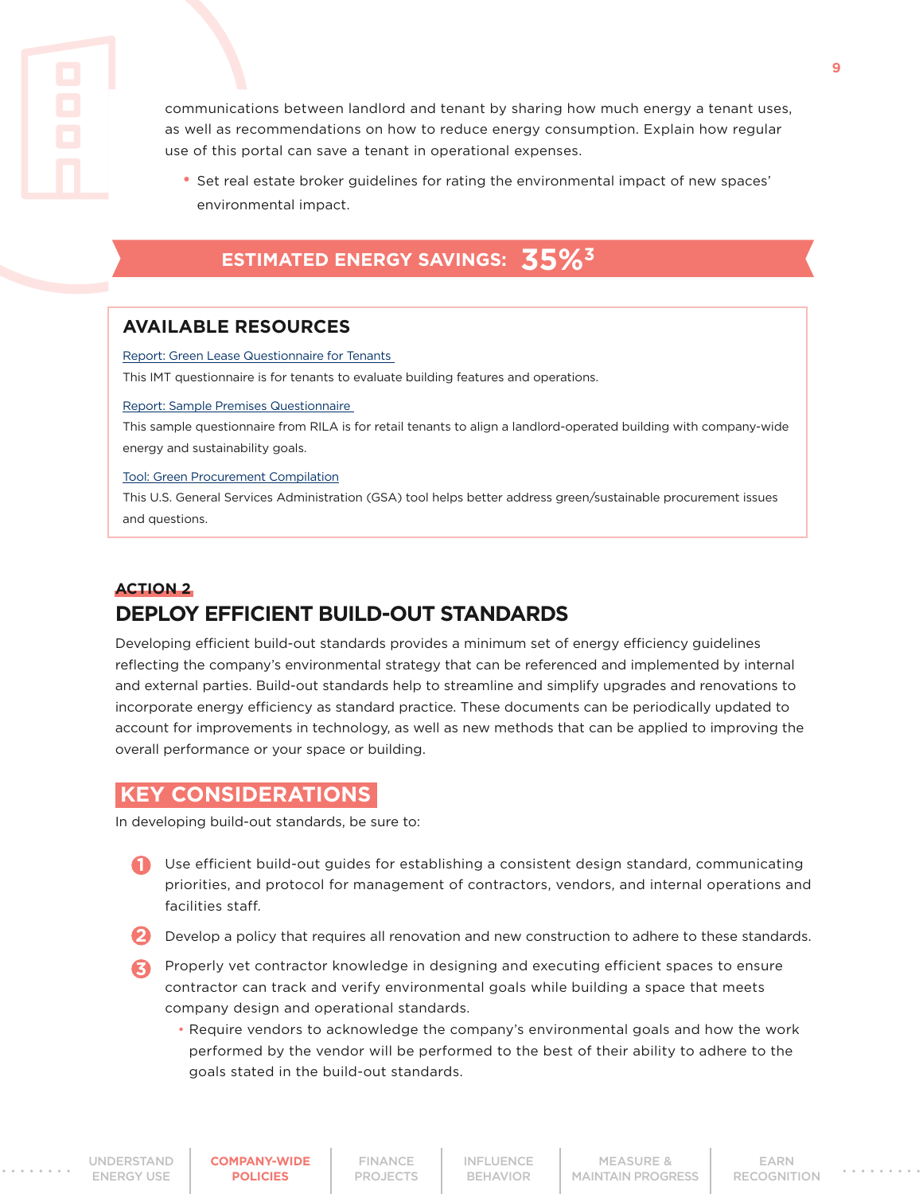communications between landlord and tenant by sharing how much energy a tenant uses, as well as recommendations on how to reduce energy consumption. Explain how regular use of this portal can save a tenant in operational expenses.

- Set real estate broker guidelines for rating the environmental impact of new spaces' environmental impact.

**ESTIMATED ENERGY SAVINGS: 35%[3]**

## AVAILABLE RESOURCES

Report: Green Lease Questionnaire for Tenants

This IMT questionnaire is for tenants to evaluate building features and operations.

Report: Sample Premises Questionnaire

This sample questionnaire from RILA is for retail tenants to align a landlord-operated building with company-wide energy and sustainability goals.

Tool: Green Procurement Compilation

This U.S. General Services Administration (GSA) tool helps better address green/sustainable procurement issues and questions.

## ACTION 2
## DEPLOY EFFICIENT BUILD-OUT STANDARDS

Developing efficient build-out standards provides a minimum set of energy efficiency guidelines reflecting the company's environmental strategy that can be referenced and implemented by internal and external parties. Build-out standards help to streamline and simplify upgrades and renovations to incorporate energy efficiency as standard practice. These documents can be periodically updated to account for improvements in technology, as well as new methods that can be applied to improving the overall performance or your space or building.

### KEY CONSIDERATIONS

In developing build-out standards, be sure to:

1. Use efficient build-out guides for establishing a consistent design standard, communicating priorities, and protocol for management of contractors, vendors, and internal operations and facilities staff.
2. Develop a policy that requires all renovation and new construction to adhere to these standards.
3. Properly vet contractor knowledge in designing and executing efficient spaces to ensure contractor can track and verify environmental goals while building a space that meets company design and operational standards.
   - Require vendors to acknowledge the company's environmental goals and how the work performed by the vendor will be performed to the best of their ability to adhere to the goals stated in the build-out standards.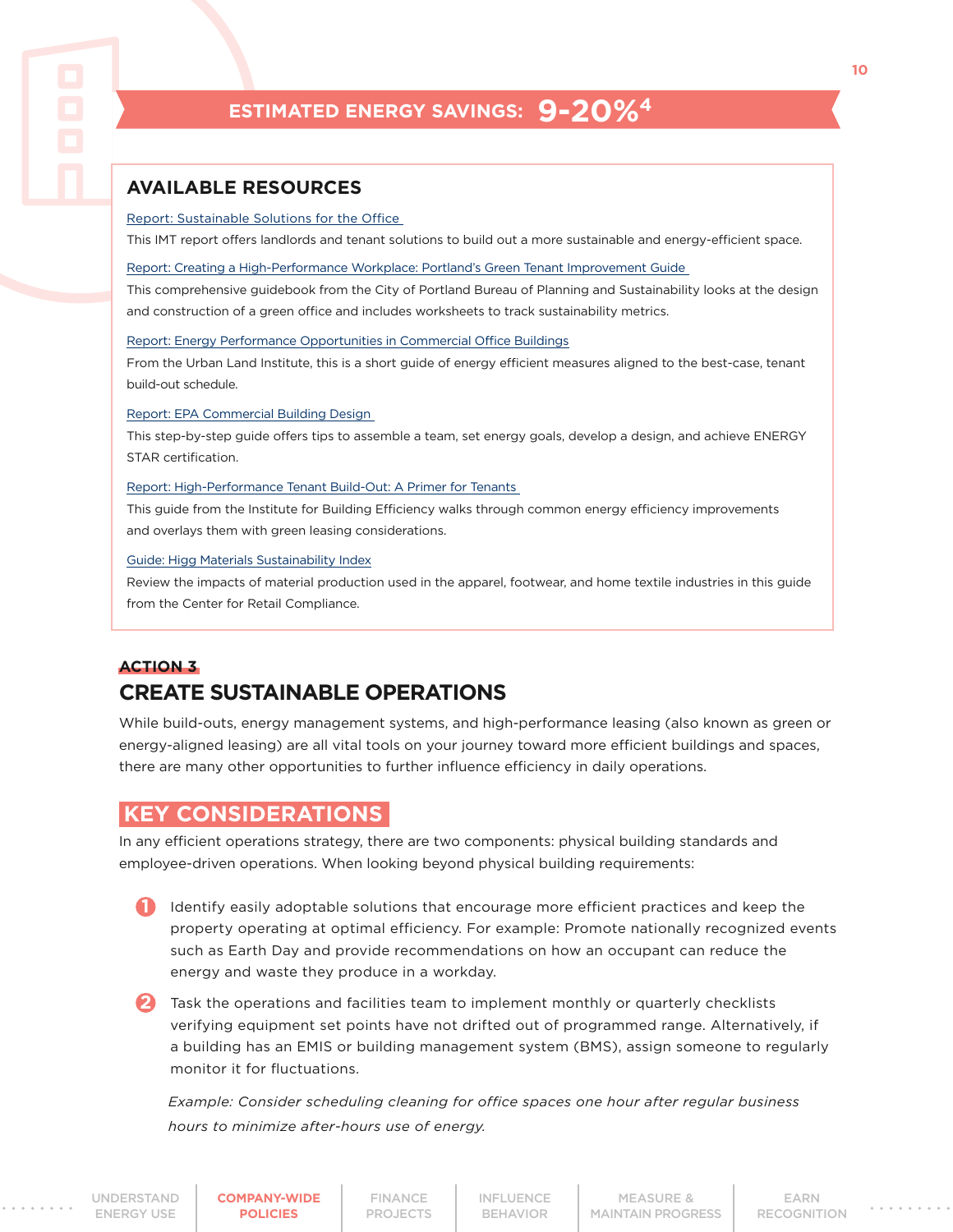## ESTIMATED ENERGY SAVINGS: 9-20%[4]

### AVAILABLE RESOURCES

Report: Sustainable Solutions for the Office

This IMT report offers landlords and tenant solutions to build out a more sustainable and energy-efficient space.

Report: Creating a High-Performance Workplace: Portland's Green Tenant Improvement Guide

This comprehensive guidebook from the City of Portland Bureau of Planning and Sustainability looks at the design and construction of a green office and includes worksheets to track sustainability metrics.

Report: Energy Performance Opportunities in Commercial Office Buildings

From the Urban Land Institute, this is a short guide of energy efficient measures aligned to the best-case, tenant build-out schedule.

Report: EPA Commercial Building Design

This step-by-step guide offers tips to assemble a team, set energy goals, develop a design, and achieve ENERGY STAR certification.

Report: High-Performance Tenant Build-Out: A Primer for Tenants

This guide from the Institute for Building Efficiency walks through common energy efficiency improvements and overlays them with green leasing considerations.

Guide: Higg Materials Sustainability Index

Review the impacts of material production used in the apparel, footwear, and home textile industries in this guide from the Center for Retail Compliance.

**ACTION 3**

## CREATE SUSTAINABLE OPERATIONS

While build-outs, energy management systems, and high-performance leasing (also known as green or energy-aligned leasing) are all vital tools on your journey toward more efficient buildings and spaces, there are many other opportunities to further influence efficiency in daily operations.

### KEY CONSIDERATIONS

In any efficient operations strategy, there are two components: physical building standards and employee-driven operations. When looking beyond physical building requirements:

1. Identify easily adoptable solutions that encourage more efficient practices and keep the property operating at optimal efficiency. For example: Promote nationally recognized events such as Earth Day and provide recommendations on how an occupant can reduce the energy and waste they produce in a workday.
2. Task the operations and facilities team to implement monthly or quarterly checklists verifying equipment set points have not drifted out of programmed range. Alternatively, if a building has an EMIS or building management system (BMS), assign someone to regularly monitor it for fluctuations.

*Example: Consider scheduling cleaning for office spaces one hour after regular business hours to minimize after-hours use of energy.*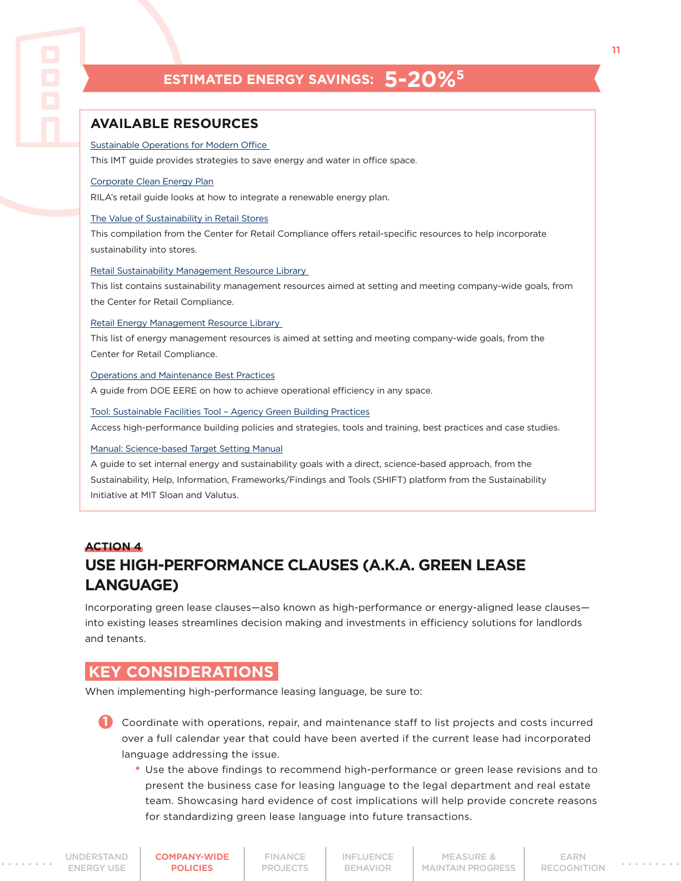## ESTIMATED ENERGY SAVINGS: 5-20%[5]

### AVAILABLE RESOURCES

Sustainable Operations for Modern Office

This IMT guide provides strategies to save energy and water in office space.

Corporate Clean Energy Plan

RILA's retail guide looks at how to integrate a renewable energy plan.

The Value of Sustainability in Retail Stores

This compilation from the Center for Retail Compliance offers retail-specific resources to help incorporate sustainability into stores.

Retail Sustainability Management Resource Library

This list contains sustainability management resources aimed at setting and meeting company-wide goals, from the Center for Retail Compliance.

Retail Energy Management Resource Library

This list of energy management resources is aimed at setting and meeting company-wide goals, from the Center for Retail Compliance.

Operations and Maintenance Best Practices

A guide from DOE EERE on how to achieve operational efficiency in any space.

Tool: Sustainable Facilities Tool – Agency Green Building Practices

Access high-performance building policies and strategies, tools and training, best practices and case studies.

Manual: Science-based Target Setting Manual

A guide to set internal energy and sustainability goals with a direct, science-based approach, from the Sustainability, Help, Information, Frameworks/Findings and Tools (SHIFT) platform from the Sustainability Initiative at MIT Sloan and Valutus.

ACTION 4

## USE HIGH-PERFORMANCE CLAUSES (A.K.A. GREEN LEASE LANGUAGE)

Incorporating green lease clauses—also known as high-performance or energy-aligned lease clauses—into existing leases streamlines decision making and investments in efficiency solutions for landlords and tenants.

### KEY CONSIDERATIONS

When implementing high-performance leasing language, be sure to:

1. Coordinate with operations, repair, and maintenance staff to list projects and costs incurred over a full calendar year that could have been averted if the current lease had incorporated language addressing the issue.
   - Use the above findings to recommend high-performance or green lease revisions and to present the business case for leasing language to the legal department and real estate team. Showcasing hard evidence of cost implications will help provide concrete reasons for standardizing green lease language into future transactions.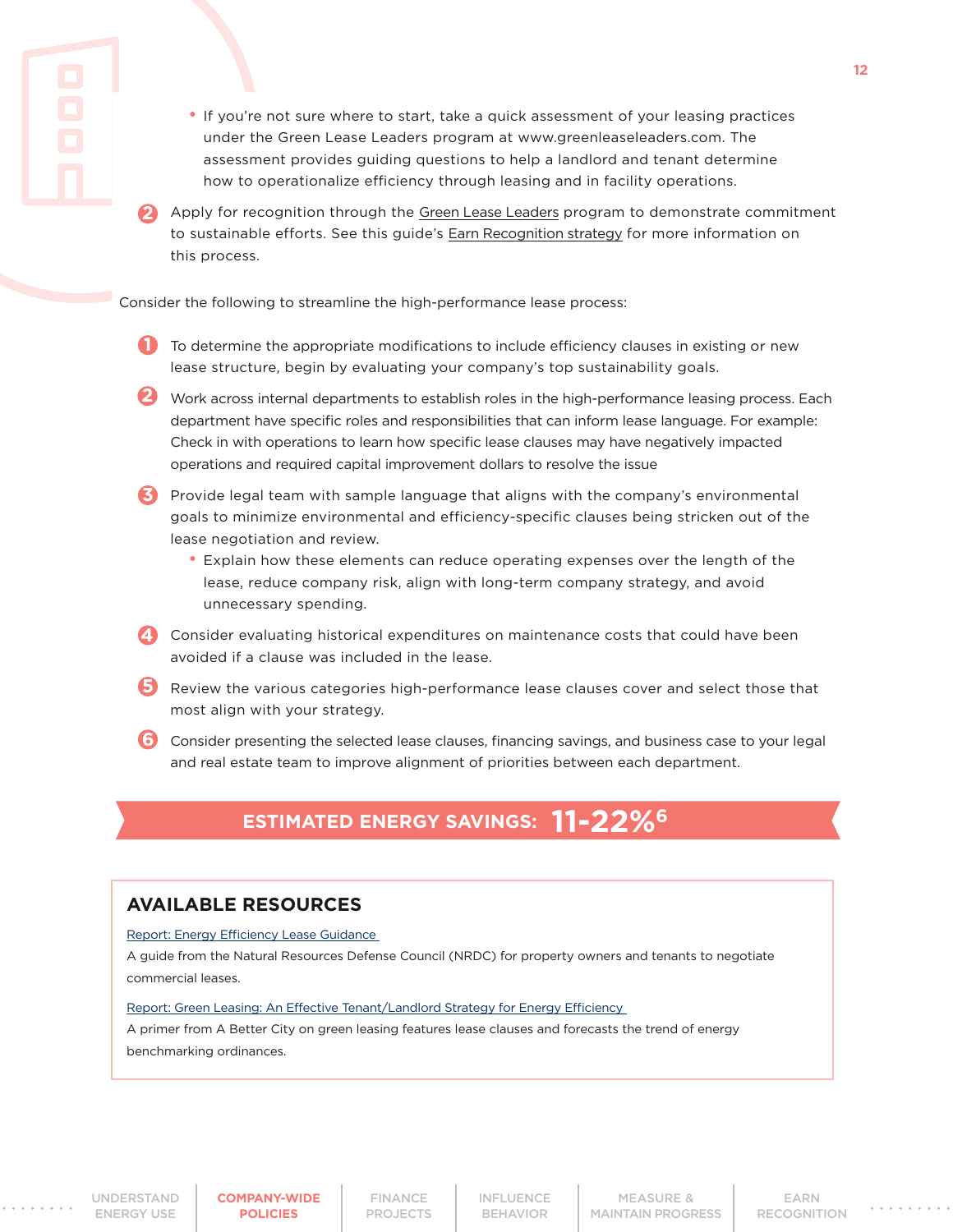- If you're not sure where to start, take a quick assessment of your leasing practices under the Green Lease Leaders program at www.greenleaseleaders.com. The assessment provides guiding questions to help a landlord and tenant determine how to operationalize efficiency through leasing and in facility operations.

2. Apply for recognition through the Green Lease Leaders program to demonstrate commitment to sustainable efforts. See this guide's Earn Recognition strategy for more information on this process.

Consider the following to streamline the high-performance lease process:

1. To determine the appropriate modifications to include efficiency clauses in existing or new lease structure, begin by evaluating your company's top sustainability goals.
2. Work across internal departments to establish roles in the high-performance leasing process. Each department have specific roles and responsibilities that can inform lease language. For example: Check in with operations to learn how specific lease clauses may have negatively impacted operations and required capital improvement dollars to resolve the issue
3. Provide legal team with sample language that aligns with the company's environmental goals to minimize environmental and efficiency-specific clauses being stricken out of the lease negotiation and review.
   - Explain how these elements can reduce operating expenses over the length of the lease, reduce company risk, align with long-term company strategy, and avoid unnecessary spending.
4. Consider evaluating historical expenditures on maintenance costs that could have been avoided if a clause was included in the lease.
5. Review the various categories high-performance lease clauses cover and select those that most align with your strategy.
6. Consider presenting the selected lease clauses, financing savings, and business case to your legal and real estate team to improve alignment of priorities between each department.

**ESTIMATED ENERGY SAVINGS: 11-22%[6]**

## AVAILABLE RESOURCES

Report: Energy Efficiency Lease Guidance

A guide from the Natural Resources Defense Council (NRDC) for property owners and tenants to negotiate commercial leases.

Report: Green Leasing: An Effective Tenant/Landlord Strategy for Energy Efficiency

A primer from A Better City on green leasing features lease clauses and forecasts the trend of energy benchmarking ordinances.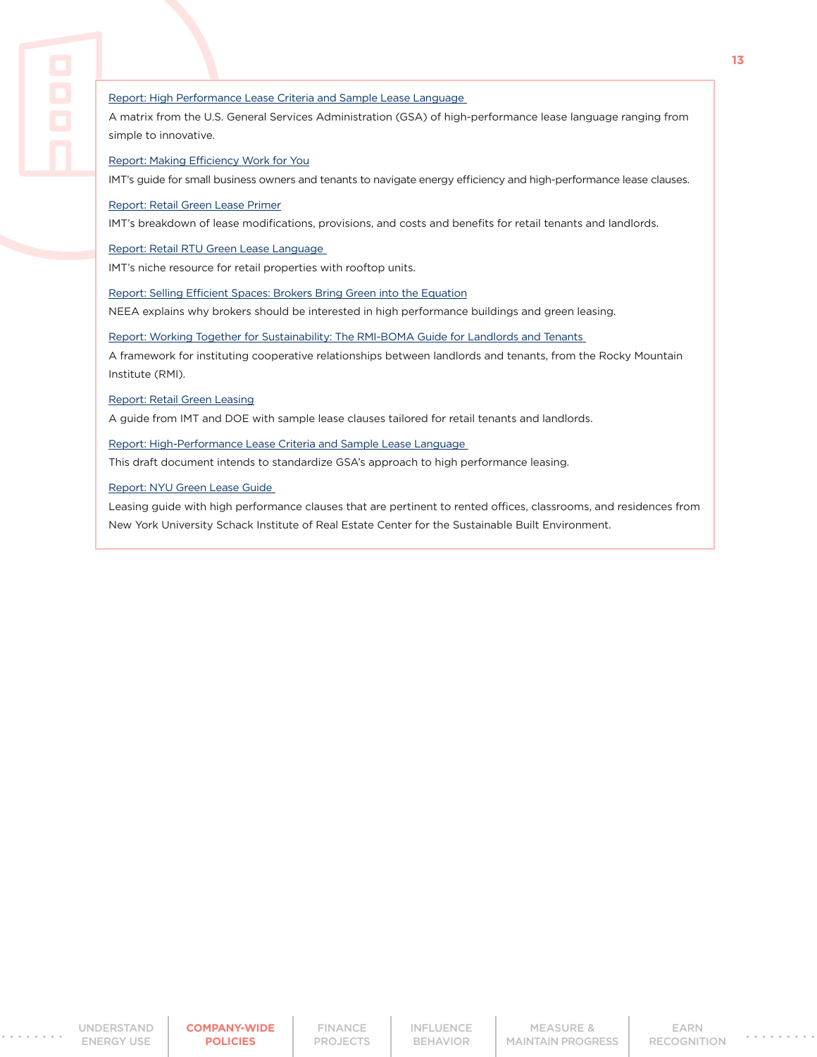Report: High Performance Lease Criteria and Sample Lease Language

A matrix from the U.S. General Services Administration (GSA) of high-performance lease language ranging from simple to innovative.

Report: Making Efficiency Work for You

IMT's guide for small business owners and tenants to navigate energy efficiency and high-performance lease clauses.

Report: Retail Green Lease Primer

IMT's breakdown of lease modifications, provisions, and costs and benefits for retail tenants and landlords.

Report: Retail RTU Green Lease Language

IMT's niche resource for retail properties with rooftop units.

Report: Selling Efficient Spaces: Brokers Bring Green into the Equation

NEEA explains why brokers should be interested in high performance buildings and green leasing.

Report: Working Together for Sustainability: The RMI-BOMA Guide for Landlords and Tenants

A framework for instituting cooperative relationships between landlords and tenants, from the Rocky Mountain Institute (RMI).

Report: Retail Green Leasing

A guide from IMT and DOE with sample lease clauses tailored for retail tenants and landlords.

Report: High-Performance Lease Criteria and Sample Lease Language

This draft document intends to standardize GSA's approach to high performance leasing.

Report: NYU Green Lease Guide

Leasing guide with high performance clauses that are pertinent to rented offices, classrooms, and residences from New York University Schack Institute of Real Estate Center for the Sustainable Built Environment.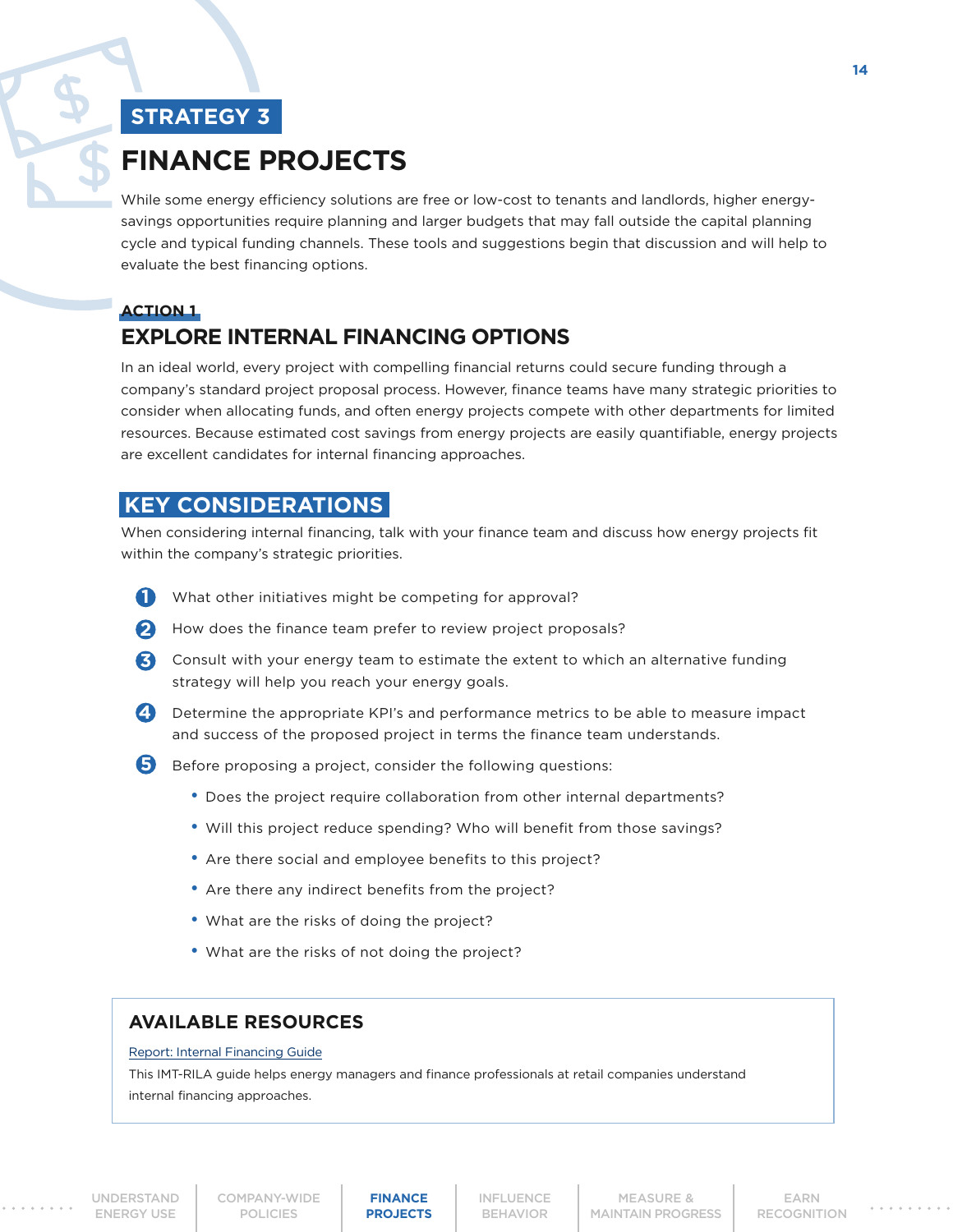## STRATEGY 3

# FINANCE PROJECTS

While some energy efficiency solutions are free or low-cost to tenants and landlords, higher energy-savings opportunities require planning and larger budgets that may fall outside the capital planning cycle and typical funding channels. These tools and suggestions begin that discussion and will help to evaluate the best financing options.

### ACTION 1

## EXPLORE INTERNAL FINANCING OPTIONS

In an ideal world, every project with compelling financial returns could secure funding through a company's standard project proposal process. However, finance teams have many strategic priorities to consider when allocating funds, and often energy projects compete with other departments for limited resources. Because estimated cost savings from energy projects are easily quantifiable, energy projects are excellent candidates for internal financing approaches.

## KEY CONSIDERATIONS

When considering internal financing, talk with your finance team and discuss how energy projects fit within the company's strategic priorities.

1. What other initiatives might be competing for approval?
2. How does the finance team prefer to review project proposals?
3. Consult with your energy team to estimate the extent to which an alternative funding strategy will help you reach your energy goals.
4. Determine the appropriate KPI's and performance metrics to be able to measure impact and success of the proposed project in terms the finance team understands.
5. Before proposing a project, consider the following questions:
   - Does the project require collaboration from other internal departments?
   - Will this project reduce spending? Who will benefit from those savings?
   - Are there social and employee benefits to this project?
   - Are there any indirect benefits from the project?
   - What are the risks of doing the project?
   - What are the risks of not doing the project?

### AVAILABLE RESOURCES

Report: Internal Financing Guide

This IMT-RILA guide helps energy managers and finance professionals at retail companies understand internal financing approaches.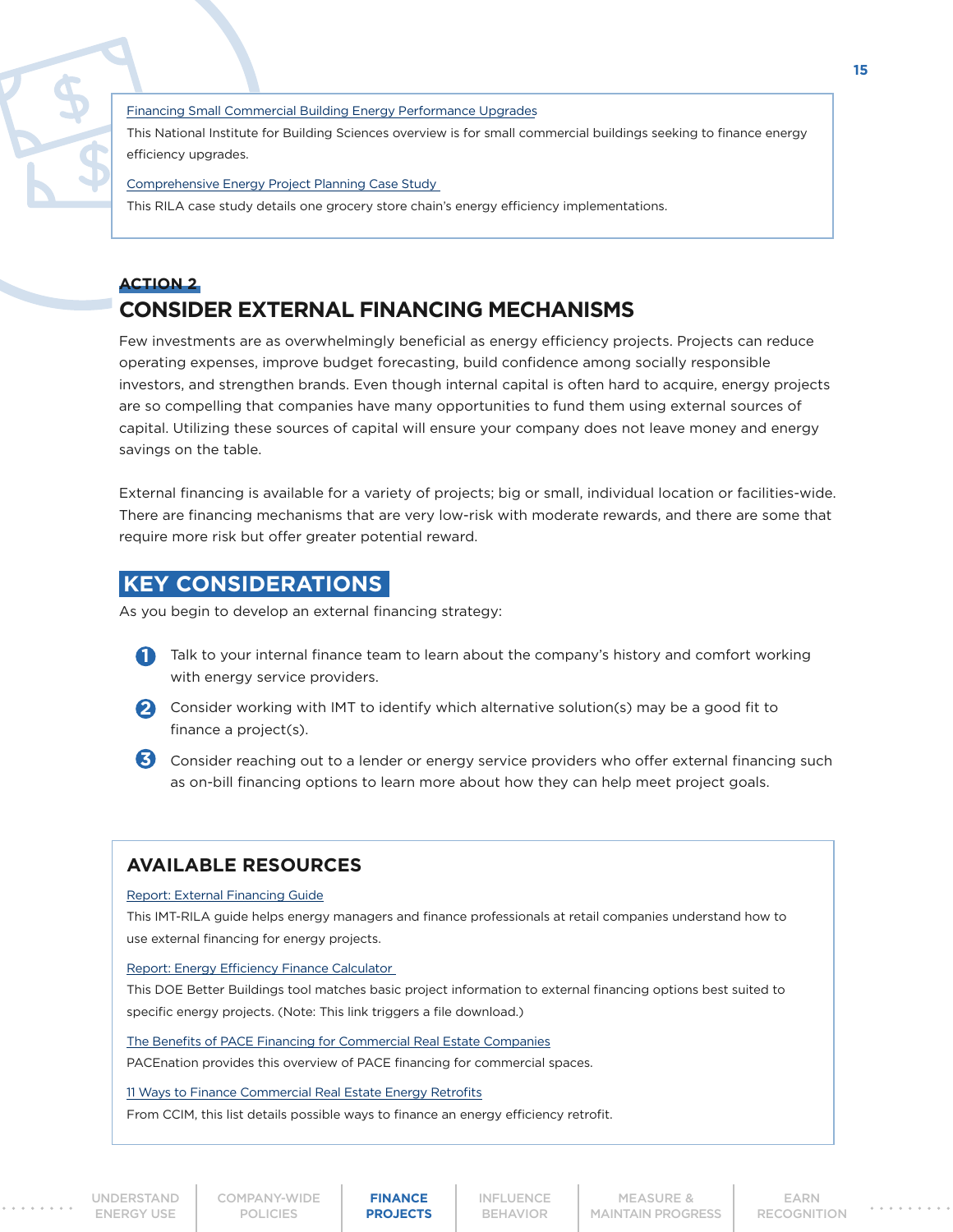Financing Small Commercial Building Energy Performance Upgrades

This National Institute for Building Sciences overview is for small commercial buildings seeking to finance energy efficiency upgrades.

Comprehensive Energy Project Planning Case Study

This RILA case study details one grocery store chain's energy efficiency implementations.

## ACTION 2

## CONSIDER EXTERNAL FINANCING MECHANISMS

Few investments are as overwhelmingly beneficial as energy efficiency projects. Projects can reduce operating expenses, improve budget forecasting, build confidence among socially responsible investors, and strengthen brands. Even though internal capital is often hard to acquire, energy projects are so compelling that companies have many opportunities to fund them using external sources of capital. Utilizing these sources of capital will ensure your company does not leave money and energy savings on the table.

External financing is available for a variety of projects; big or small, individual location or facilities-wide. There are financing mechanisms that are very low-risk with moderate rewards, and there are some that require more risk but offer greater potential reward.

### KEY CONSIDERATIONS

As you begin to develop an external financing strategy:

1. Talk to your internal finance team to learn about the company's history and comfort working with energy service providers.
2. Consider working with IMT to identify which alternative solution(s) may be a good fit to finance a project(s).
3. Consider reaching out to a lender or energy service providers who offer external financing such as on-bill financing options to learn more about how they can help meet project goals.

### AVAILABLE RESOURCES

Report: External Financing Guide

This IMT-RILA guide helps energy managers and finance professionals at retail companies understand how to use external financing for energy projects.

Report: Energy Efficiency Finance Calculator

This DOE Better Buildings tool matches basic project information to external financing options best suited to specific energy projects. (Note: This link triggers a file download.)

The Benefits of PACE Financing for Commercial Real Estate Companies

PACEnation provides this overview of PACE financing for commercial spaces.

11 Ways to Finance Commercial Real Estate Energy Retrofits

From CCIM, this list details possible ways to finance an energy efficiency retrofit.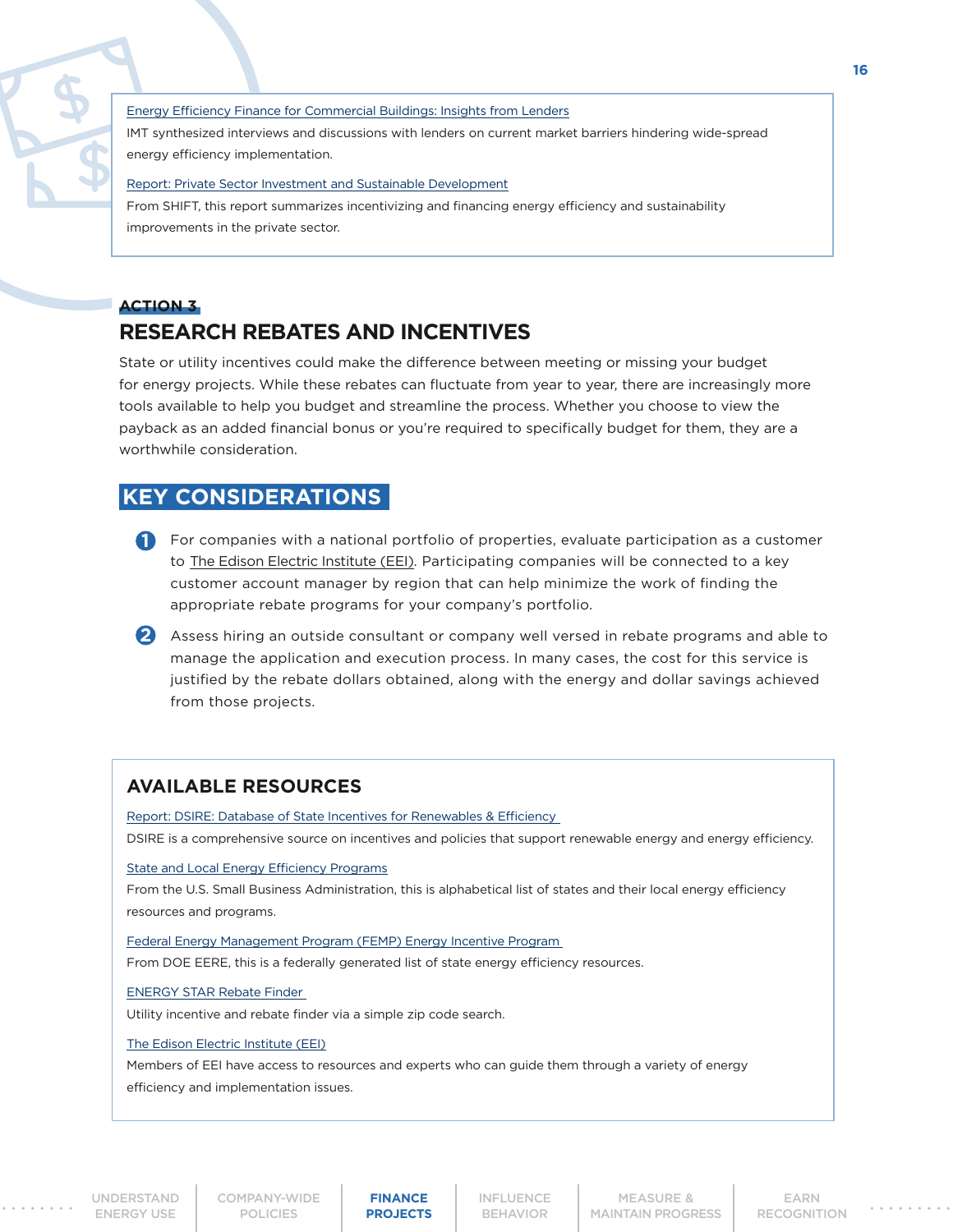Energy Efficiency Finance for Commercial Buildings: Insights from Lenders

IMT synthesized interviews and discussions with lenders on current market barriers hindering wide-spread energy efficiency implementation.

Report: Private Sector Investment and Sustainable Development

From SHIFT, this report summarizes incentivizing and financing energy efficiency and sustainability improvements in the private sector.

**ACTION 3**

## RESEARCH REBATES AND INCENTIVES

State or utility incentives could make the difference between meeting or missing your budget for energy projects. While these rebates can fluctuate from year to year, there are increasingly more tools available to help you budget and streamline the process. Whether you choose to view the payback as an added financial bonus or you're required to specifically budget for them, they are a worthwhile consideration.

### KEY CONSIDERATIONS

1. For companies with a national portfolio of properties, evaluate participation as a customer to The Edison Electric Institute (EEI). Participating companies will be connected to a key customer account manager by region that can help minimize the work of finding the appropriate rebate programs for your company's portfolio.
2. Assess hiring an outside consultant or company well versed in rebate programs and able to manage the application and execution process. In many cases, the cost for this service is justified by the rebate dollars obtained, along with the energy and dollar savings achieved from those projects.

### AVAILABLE RESOURCES

Report: DSIRE: Database of State Incentives for Renewables & Efficiency

DSIRE is a comprehensive source on incentives and policies that support renewable energy and energy efficiency.

State and Local Energy Efficiency Programs

From the U.S. Small Business Administration, this is alphabetical list of states and their local energy efficiency resources and programs.

Federal Energy Management Program (FEMP) Energy Incentive Program

From DOE EERE, this is a federally generated list of state energy efficiency resources.

ENERGY STAR Rebate Finder

Utility incentive and rebate finder via a simple zip code search.

The Edison Electric Institute (EEI)

Members of EEI have access to resources and experts who can guide them through a variety of energy efficiency and implementation issues.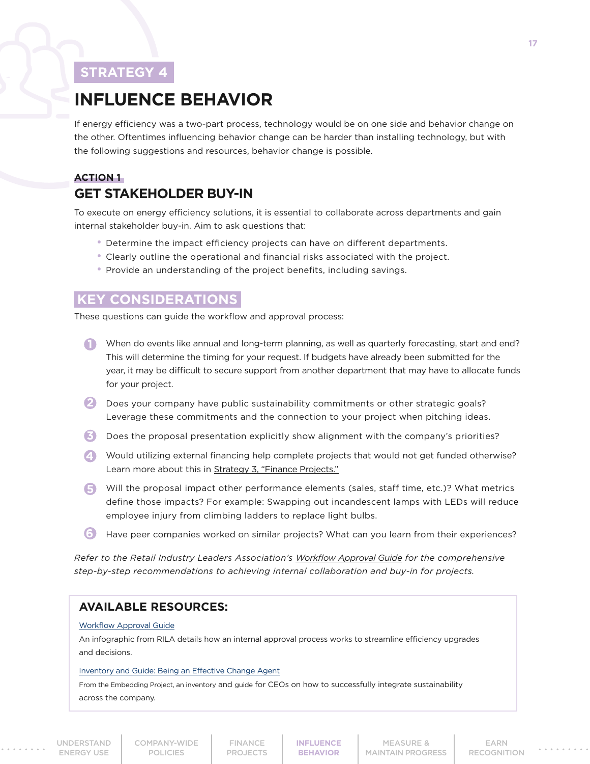## STRATEGY 4

# INFLUENCE BEHAVIOR

If energy efficiency was a two-part process, technology would be on one side and behavior change on the other. Oftentimes influencing behavior change can be harder than installing technology, but with the following suggestions and resources, behavior change is possible.

### ACTION 1

## GET STAKEHOLDER BUY-IN

To execute on energy efficiency solutions, it is essential to collaborate across departments and gain internal stakeholder buy-in. Aim to ask questions that:

- Determine the impact efficiency projects can have on different departments.
- Clearly outline the operational and financial risks associated with the project.
- Provide an understanding of the project benefits, including savings.

### KEY CONSIDERATIONS

These questions can guide the workflow and approval process:

1. When do events like annual and long-term planning, as well as quarterly forecasting, start and end? This will determine the timing for your request. If budgets have already been submitted for the year, it may be difficult to secure support from another department that may have to allocate funds for your project.
2. Does your company have public sustainability commitments or other strategic goals? Leverage these commitments and the connection to your project when pitching ideas.
3. Does the proposal presentation explicitly show alignment with the company's priorities?
4. Would utilizing external financing help complete projects that would not get funded otherwise? Learn more about this in Strategy 3, "Finance Projects."
5. Will the proposal impact other performance elements (sales, staff time, etc.)? What metrics define those impacts? For example: Swapping out incandescent lamps with LEDs will reduce employee injury from climbing ladders to replace light bulbs.
6. Have peer companies worked on similar projects? What can you learn from their experiences?

*Refer to the Retail Industry Leaders Association's Workflow Approval Guide for the comprehensive step-by-step recommendations to achieving internal collaboration and buy-in for projects.*

### AVAILABLE RESOURCES:

Workflow Approval Guide

An infographic from RILA details how an internal approval process works to streamline efficiency upgrades and decisions.

Inventory and Guide: Being an Effective Change Agent

From the Embedding Project, an inventory and guide for CEOs on how to successfully integrate sustainability across the company.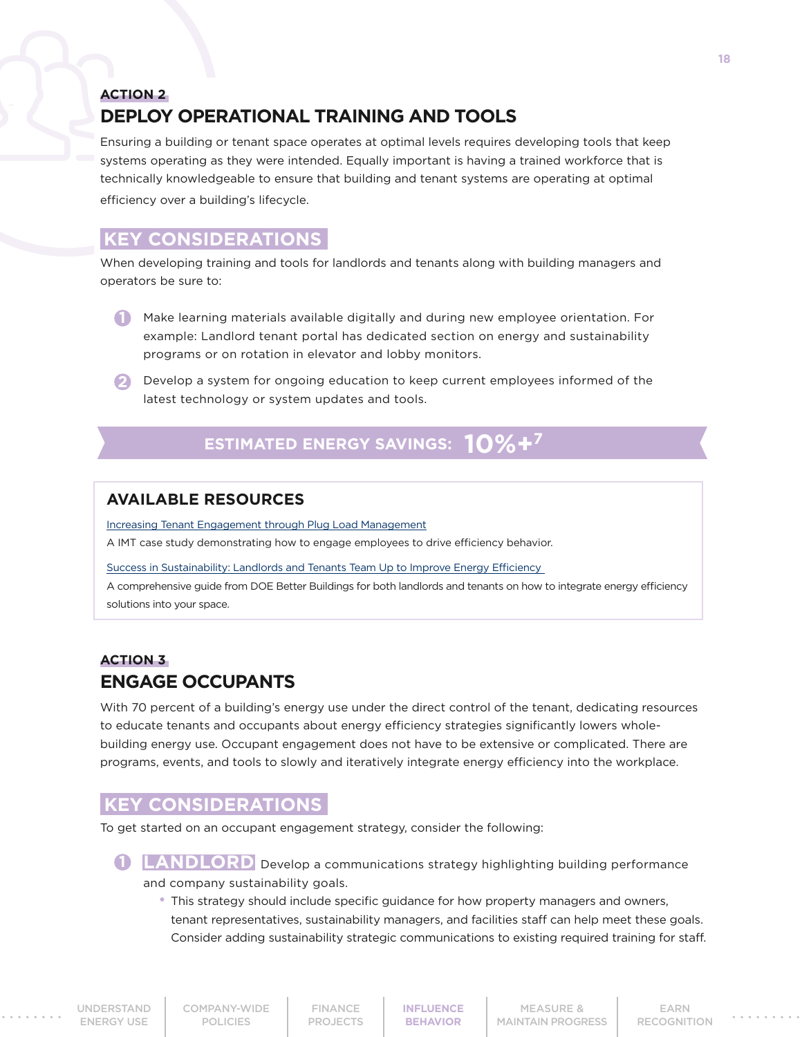ACTION 2

## DEPLOY OPERATIONAL TRAINING AND TOOLS

Ensuring a building or tenant space operates at optimal levels requires developing tools that keep systems operating as they were intended. Equally important is having a trained workforce that is technically knowledgeable to ensure that building and tenant systems are operating at optimal efficiency over a building's lifecycle.

### KEY CONSIDERATIONS

When developing training and tools for landlords and tenants along with building managers and operators be sure to:

1. Make learning materials available digitally and during new employee orientation. For example: Landlord tenant portal has dedicated section on energy and sustainability programs or on rotation in elevator and lobby monitors.
2. Develop a system for ongoing education to keep current employees informed of the latest technology or system updates and tools.

**ESTIMATED ENERGY SAVINGS: 10%+[7]**

### AVAILABLE RESOURCES

Increasing Tenant Engagement through Plug Load Management

A IMT case study demonstrating how to engage employees to drive efficiency behavior.

Success in Sustainability: Landlords and Tenants Team Up to Improve Energy Efficiency

A comprehensive guide from DOE Better Buildings for both landlords and tenants on how to integrate energy efficiency solutions into your space.

ACTION 3

## ENGAGE OCCUPANTS

With 70 percent of a building's energy use under the direct control of the tenant, dedicating resources to educate tenants and occupants about energy efficiency strategies significantly lowers whole-building energy use. Occupant engagement does not have to be extensive or complicated. There are programs, events, and tools to slowly and iteratively integrate energy efficiency into the workplace.

### KEY CONSIDERATIONS

To get started on an occupant engagement strategy, consider the following:

1. **LANDLORD** Develop a communications strategy highlighting building performance and company sustainability goals.
   - This strategy should include specific guidance for how property managers and owners, tenant representatives, sustainability managers, and facilities staff can help meet these goals. Consider adding sustainability strategic communications to existing required training for staff.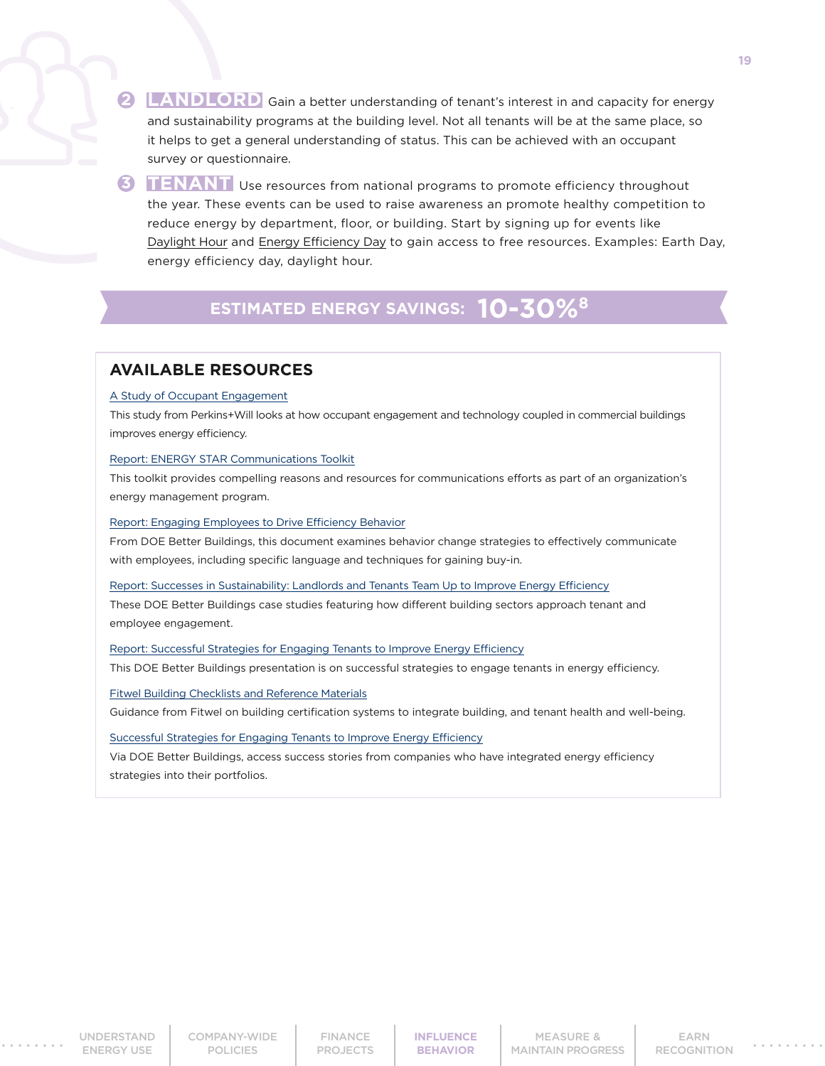2. **LANDLORD** Gain a better understanding of tenant's interest in and capacity for energy and sustainability programs at the building level. Not all tenants will be at the same place, so it helps to get a general understanding of status. This can be achieved with an occupant survey or questionnaire.

3. **TENANT** Use resources from national programs to promote efficiency throughout the year. These events can be used to raise awareness an promote healthy competition to reduce energy by department, floor, or building. Start by signing up for events like Daylight Hour and Energy Efficiency Day to gain access to free resources. Examples: Earth Day, energy efficiency day, daylight hour.

**ESTIMATED ENERGY SAVINGS: 10-30%[8]**

## AVAILABLE RESOURCES

A Study of Occupant Engagement

This study from Perkins+Will looks at how occupant engagement and technology coupled in commercial buildings improves energy efficiency.

Report: ENERGY STAR Communications Toolkit

This toolkit provides compelling reasons and resources for communications efforts as part of an organization's energy management program.

Report: Engaging Employees to Drive Efficiency Behavior

From DOE Better Buildings, this document examines behavior change strategies to effectively communicate with employees, including specific language and techniques for gaining buy-in.

Report: Successes in Sustainability: Landlords and Tenants Team Up to Improve Energy Efficiency

These DOE Better Buildings case studies featuring how different building sectors approach tenant and employee engagement.

Report: Successful Strategies for Engaging Tenants to Improve Energy Efficiency

This DOE Better Buildings presentation is on successful strategies to engage tenants in energy efficiency.

Fitwel Building Checklists and Reference Materials

Guidance from Fitwel on building certification systems to integrate building, and tenant health and well-being.

Successful Strategies for Engaging Tenants to Improve Energy Efficiency

Via DOE Better Buildings, access success stories from companies who have integrated energy efficiency strategies into their portfolios.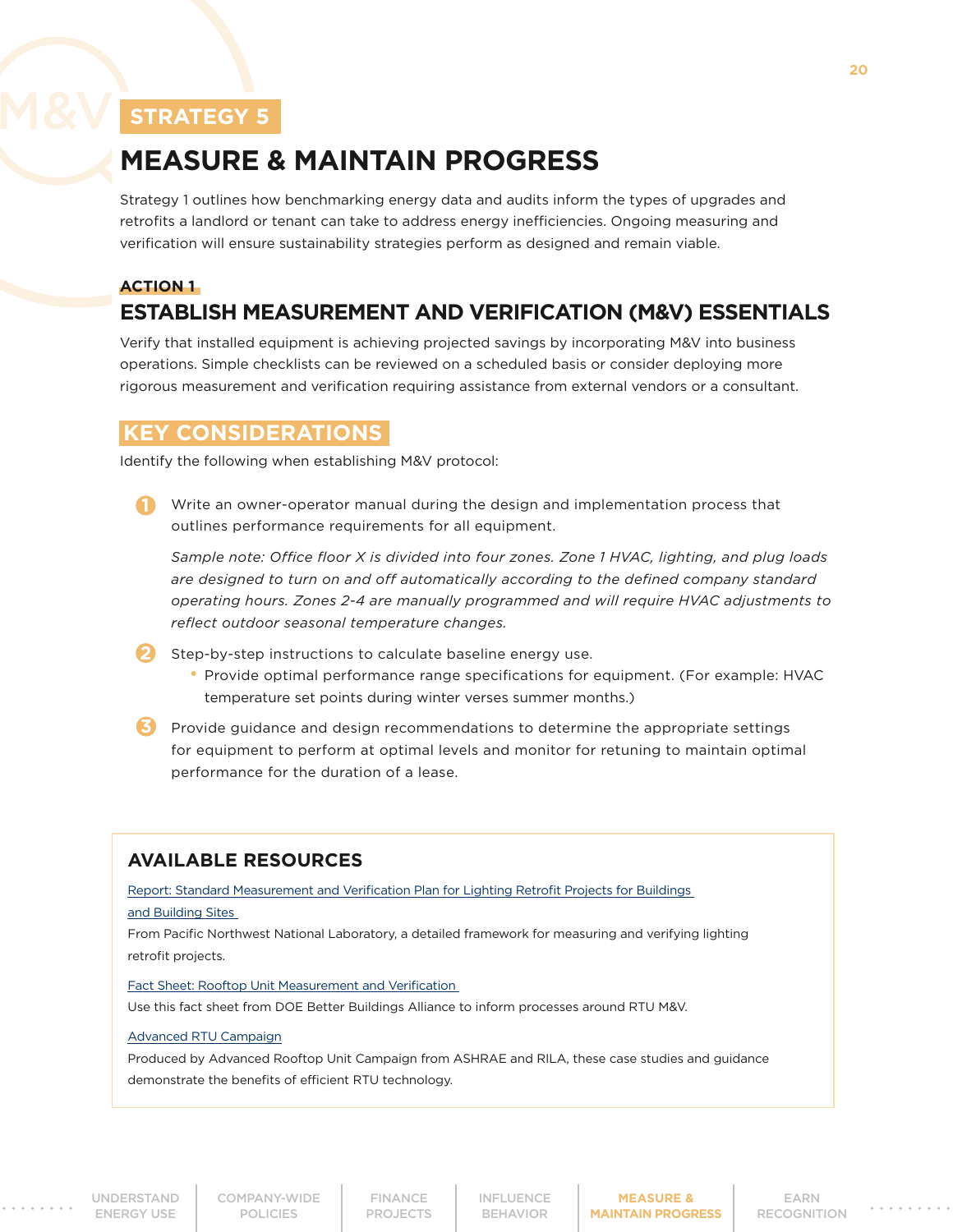## STRATEGY 5

# MEASURE & MAINTAIN PROGRESS

Strategy 1 outlines how benchmarking energy data and audits inform the types of upgrades and retrofits a landlord or tenant can take to address energy inefficiencies. Ongoing measuring and verification will ensure sustainability strategies perform as designed and remain viable.

### ACTION 1

## ESTABLISH MEASUREMENT AND VERIFICATION (M&V) ESSENTIALS

Verify that installed equipment is achieving projected savings by incorporating M&V into business operations. Simple checklists can be reviewed on a scheduled basis or consider deploying more rigorous measurement and verification requiring assistance from external vendors or a consultant.

### KEY CONSIDERATIONS

Identify the following when establishing M&V protocol:

1. Write an owner-operator manual during the design and implementation process that outlines performance requirements for all equipment.

   *Sample note: Office floor X is divided into four zones. Zone 1 HVAC, lighting, and plug loads are designed to turn on and off automatically according to the defined company standard operating hours. Zones 2-4 are manually programmed and will require HVAC adjustments to reflect outdoor seasonal temperature changes.*

2. Step-by-step instructions to calculate baseline energy use.
   - Provide optimal performance range specifications for equipment. (For example: HVAC temperature set points during winter verses summer months.)

3. Provide guidance and design recommendations to determine the appropriate settings for equipment to perform at optimal levels and monitor for retuning to maintain optimal performance for the duration of a lease.

### AVAILABLE RESOURCES

Report: Standard Measurement and Verification Plan for Lighting Retrofit Projects for Buildings and Building Sites

From Pacific Northwest National Laboratory, a detailed framework for measuring and verifying lighting retrofit projects.

Fact Sheet: Rooftop Unit Measurement and Verification

Use this fact sheet from DOE Better Buildings Alliance to inform processes around RTU M&V.

Advanced RTU Campaign

Produced by Advanced Rooftop Unit Campaign from ASHRAE and RILA, these case studies and guidance demonstrate the benefits of efficient RTU technology.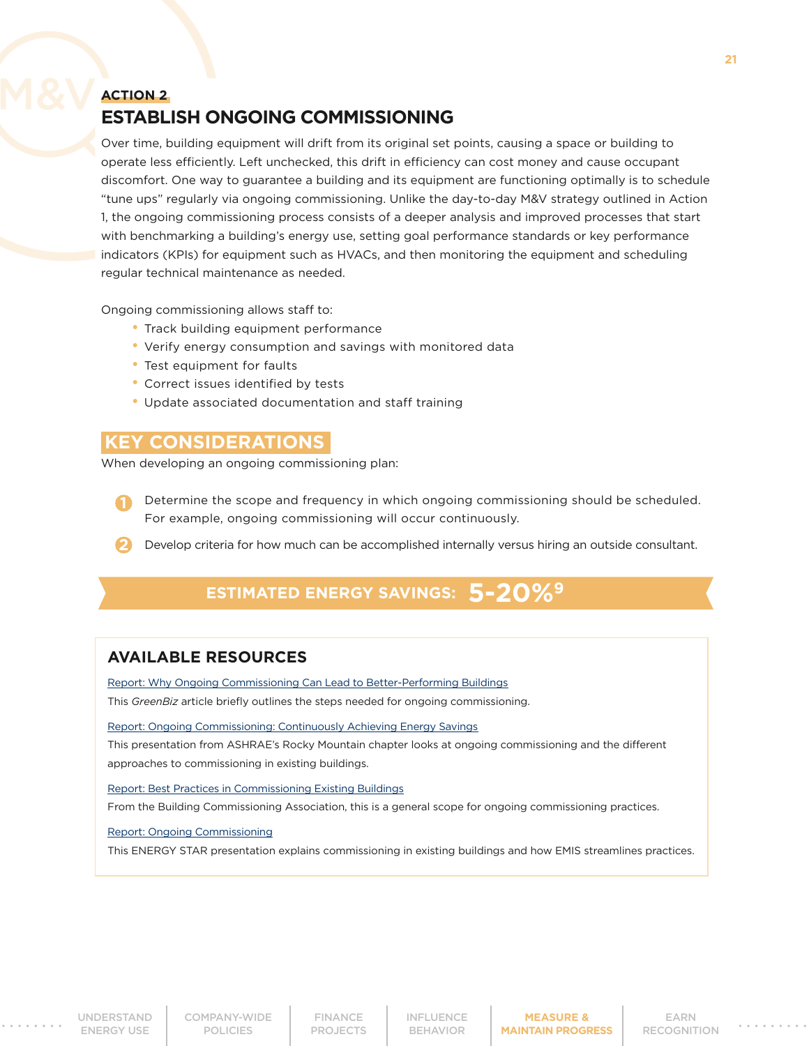## ACTION 2

# ESTABLISH ONGOING COMMISSIONING

Over time, building equipment will drift from its original set points, causing a space or building to operate less efficiently. Left unchecked, this drift in efficiency can cost money and cause occupant discomfort. One way to guarantee a building and its equipment are functioning optimally is to schedule "tune ups" regularly via ongoing commissioning. Unlike the day-to-day M&V strategy outlined in Action 1, the ongoing commissioning process consists of a deeper analysis and improved processes that start with benchmarking a building's energy use, setting goal performance standards or key performance indicators (KPIs) for equipment such as HVACs, and then monitoring the equipment and scheduling regular technical maintenance as needed.

Ongoing commissioning allows staff to:

- Track building equipment performance
- Verify energy consumption and savings with monitored data
- Test equipment for faults
- Correct issues identified by tests
- Update associated documentation and staff training

## KEY CONSIDERATIONS

When developing an ongoing commissioning plan:

1. Determine the scope and frequency in which ongoing commissioning should be scheduled. For example, ongoing commissioning will occur continuously.
2. Develop criteria for how much can be accomplished internally versus hiring an outside consultant.

**ESTIMATED ENERGY SAVINGS: 5-20%[9]**

### AVAILABLE RESOURCES

Report: Why Ongoing Commissioning Can Lead to Better-Performing Buildings

This *GreenBiz* article briefly outlines the steps needed for ongoing commissioning.

Report: Ongoing Commissioning: Continuously Achieving Energy Savings

This presentation from ASHRAE's Rocky Mountain chapter looks at ongoing commissioning and the different approaches to commissioning in existing buildings.

Report: Best Practices in Commissioning Existing Buildings

From the Building Commissioning Association, this is a general scope for ongoing commissioning practices.

Report: Ongoing Commissioning

This ENERGY STAR presentation explains commissioning in existing buildings and how EMIS streamlines practices.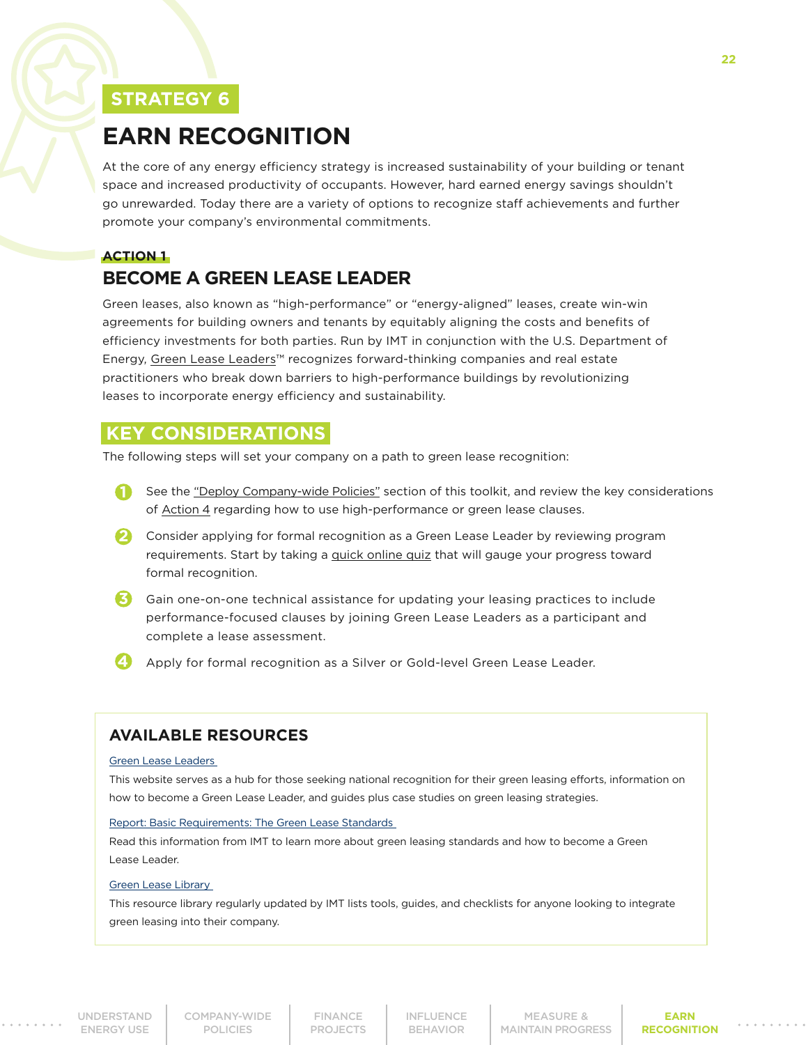## STRATEGY 6

# EARN RECOGNITION

At the core of any energy efficiency strategy is increased sustainability of your building or tenant space and increased productivity of occupants. However, hard earned energy savings shouldn't go unrewarded. Today there are a variety of options to recognize staff achievements and further promote your company's environmental commitments.

### ACTION 1

## BECOME A GREEN LEASE LEADER

Green leases, also known as "high-performance" or "energy-aligned" leases, create win-win agreements for building owners and tenants by equitably aligning the costs and benefits of efficiency investments for both parties. Run by IMT in conjunction with the U.S. Department of Energy, Green Lease Leaders™ recognizes forward-thinking companies and real estate practitioners who break down barriers to high-performance buildings by revolutionizing leases to incorporate energy efficiency and sustainability.

## KEY CONSIDERATIONS

The following steps will set your company on a path to green lease recognition:

1. See the "Deploy Company-wide Policies" section of this toolkit, and review the key considerations of Action 4 regarding how to use high-performance or green lease clauses.
2. Consider applying for formal recognition as a Green Lease Leader by reviewing program requirements. Start by taking a quick online quiz that will gauge your progress toward formal recognition.
3. Gain one-on-one technical assistance for updating your leasing practices to include performance-focused clauses by joining Green Lease Leaders as a participant and complete a lease assessment.
4. Apply for formal recognition as a Silver or Gold-level Green Lease Leader.

## AVAILABLE RESOURCES

Green Lease Leaders

This website serves as a hub for those seeking national recognition for their green leasing efforts, information on how to become a Green Lease Leader, and guides plus case studies on green leasing strategies.

Report: Basic Requirements: The Green Lease Standards

Read this information from IMT to learn more about green leasing standards and how to become a Green Lease Leader.

Green Lease Library

This resource library regularly updated by IMT lists tools, guides, and checklists for anyone looking to integrate green leasing into their company.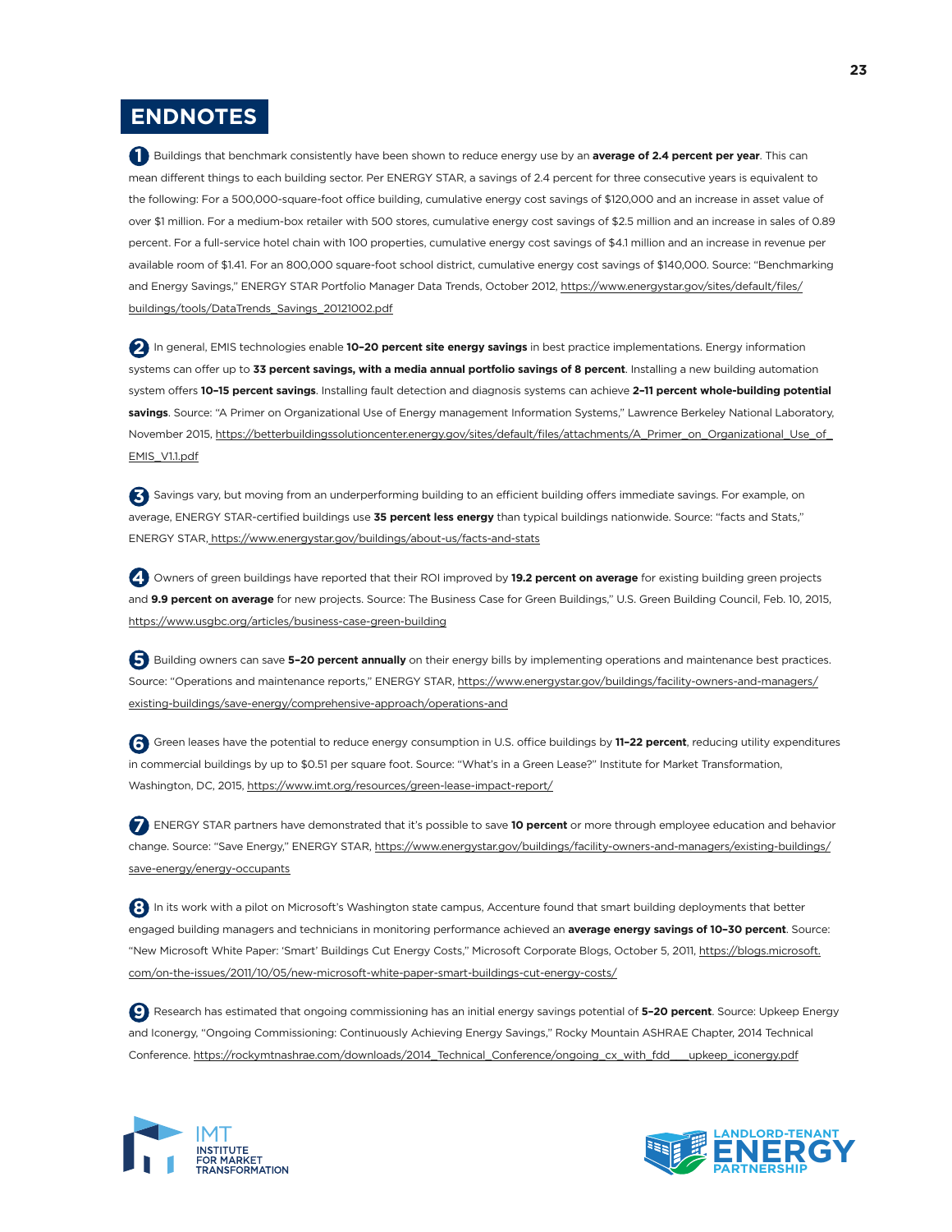## ENDNOTES

1. Buildings that benchmark consistently have been shown to reduce energy use by an **average of 2.4 percent per year**. This can mean different things to each building sector. Per ENERGY STAR, a savings of 2.4 percent for three consecutive years is equivalent to the following: For a 500,000-square-foot office building, cumulative energy cost savings of $120,000 and an increase in asset value of over $1 million. For a medium-box retailer with 500 stores, cumulative energy cost savings of $2.5 million and an increase in sales of 0.89 percent. For a full-service hotel chain with 100 properties, cumulative energy cost savings of $4.1 million and an increase in revenue per available room of $1.41. For an 800,000 square-foot school district, cumulative energy cost savings of $140,000. Source: "Benchmarking and Energy Savings," ENERGY STAR Portfolio Manager Data Trends, October 2012, https://www.energystar.gov/sites/default/files/buildings/tools/DataTrends_Savings_20121002.pdf

2. In general, EMIS technologies enable **10–20 percent site energy savings** in best practice implementations. Energy information systems can offer up to **33 percent savings, with a media annual portfolio savings of 8 percent**. Installing a new building automation system offers **10–15 percent savings**. Installing fault detection and diagnosis systems can achieve **2–11 percent whole-building potential savings**. Source: "A Primer on Organizational Use of Energy management Information Systems," Lawrence Berkeley National Laboratory, November 2015, https://betterbuildingssolutioncenter.energy.gov/sites/default/files/attachments/A_Primer_on_Organizational_Use_of_EMIS_V1.1.pdf

3. Savings vary, but moving from an underperforming building to an efficient building offers immediate savings. For example, on average, ENERGY STAR-certified buildings use **35 percent less energy** than typical buildings nationwide. Source: "facts and Stats," ENERGY STAR, https://www.energystar.gov/buildings/about-us/facts-and-stats

4. Owners of green buildings have reported that their ROI improved by **19.2 percent on average** for existing building green projects and **9.9 percent on average** for new projects. Source: The Business Case for Green Buildings," U.S. Green Building Council, Feb. 10, 2015, https://www.usgbc.org/articles/business-case-green-building

5. Building owners can save **5–20 percent annually** on their energy bills by implementing operations and maintenance best practices. Source: "Operations and maintenance reports," ENERGY STAR, https://www.energystar.gov/buildings/facility-owners-and-managers/existing-buildings/save-energy/comprehensive-approach/operations-and

6. Green leases have the potential to reduce energy consumption in U.S. office buildings by **11–22 percent**, reducing utility expenditures in commercial buildings by up to $0.51 per square foot. Source: "What's in a Green Lease?" Institute for Market Transformation, Washington, DC, 2015, https://www.imt.org/resources/green-lease-impact-report/

7. ENERGY STAR partners have demonstrated that it's possible to save **10 percent** or more through employee education and behavior change. Source: "Save Energy," ENERGY STAR, https://www.energystar.gov/buildings/facility-owners-and-managers/existing-buildings/save-energy/energy-occupants

8. In its work with a pilot on Microsoft's Washington state campus, Accenture found that smart building deployments that better engaged building managers and technicians in monitoring performance achieved an **average energy savings of 10–30 percent**. Source: "New Microsoft White Paper: 'Smart' Buildings Cut Energy Costs," Microsoft Corporate Blogs, October 5, 2011, https://blogs.microsoft.com/on-the-issues/2011/10/05/new-microsoft-white-paper-smart-buildings-cut-energy-costs/

9. Research has estimated that ongoing commissioning has an initial energy savings potential of **5–20 percent**. Source: Upkeep Energy and Iconergy, "Ongoing Commissioning: Continuously Achieving Energy Savings," Rocky Mountain ASHRAE Chapter, 2014 Technical Conference. https://rockymtnashrae.com/downloads/2014_Technical_Conference/ongoing_cx_with_fdd___upkeep_iconergy.pdf

IMT INSTITUTE FOR MARKET TRANSFORMATION

LANDLORD-TENANT ENERGY PARTNERSHIP